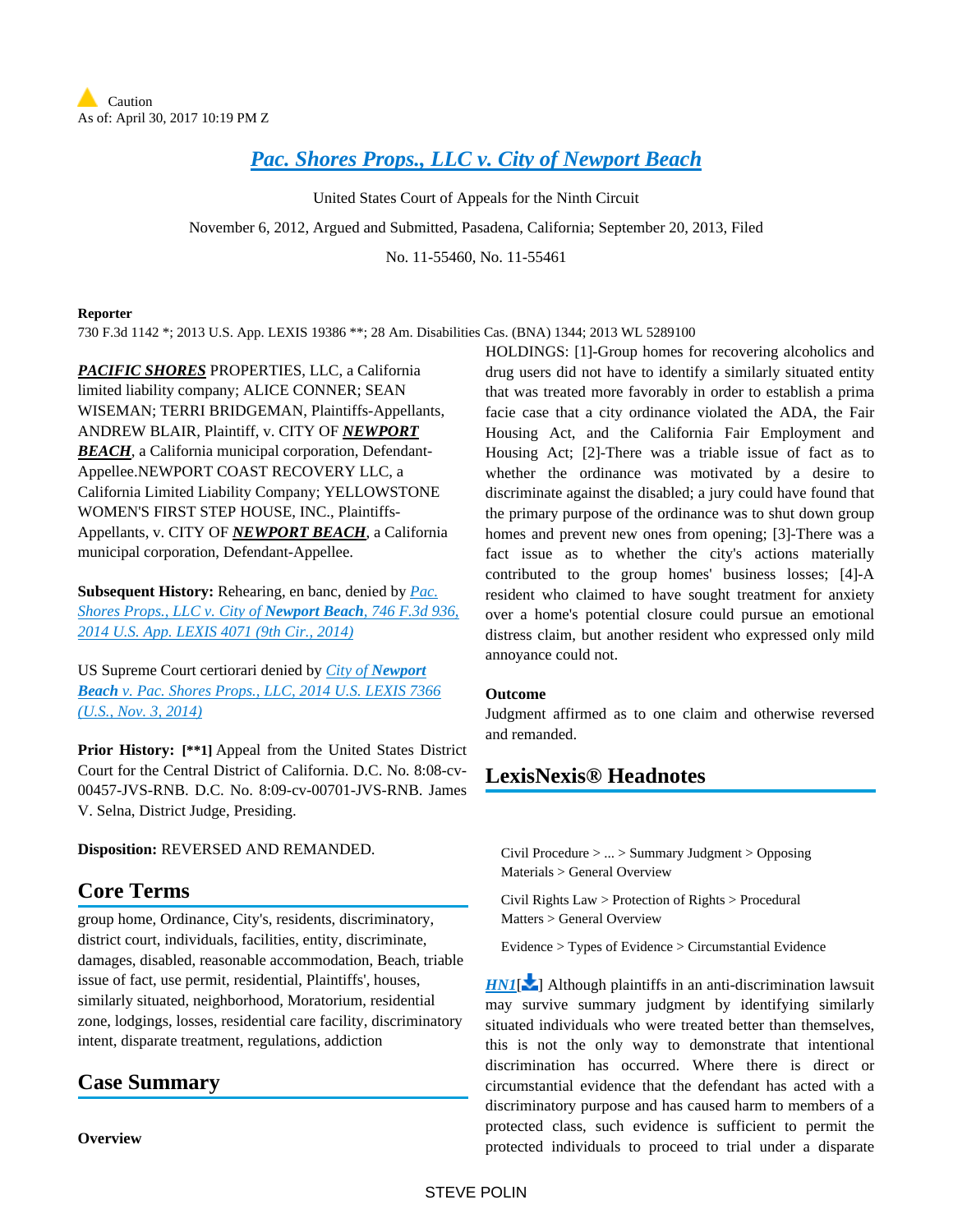Caution
As of: April 30, 2017 10:19 PM Z

# Pac. Shores Props., LLC v. City of Newport Beach

United States Court of Appeals for the Ninth Circuit

November 6, 2012, Argued and Submitted, Pasadena, California; September 20, 2013, Filed

No. 11-55460, No. 11-55461

**Reporter**

730 F.3d 1142 *; 2013 U.S. App. LEXIS 19386 **; 28 Am. Disabilities Cas. (BNA) 1344; 2013 WL 5289100

***PACIFIC SHORES*** PROPERTIES, LLC, a California limited liability company; ALICE CONNER; SEAN WISEMAN; TERRI BRIDGEMAN, Plaintiffs-Appellants, ANDREW BLAIR, Plaintiff, v. CITY OF ***NEWPORT BEACH***, a California municipal corporation, Defendant-Appellee.NEWPORT COAST RECOVERY LLC, a California Limited Liability Company; YELLOWSTONE WOMEN'S FIRST STEP HOUSE, INC., Plaintiffs-Appellants, v. CITY OF ***NEWPORT BEACH***, a California municipal corporation, Defendant-Appellee.

**Subsequent History:** Rehearing, en banc, denied by *Pac. Shores Props., LLC v. City of **Newport Beach**, 746 F.3d 936, 2014 U.S. App. LEXIS 4071 (9th Cir., 2014)*

US Supreme Court certiorari denied by *City of **Newport Beach** v. Pac. Shores Props., LLC, 2014 U.S. LEXIS 7366 (U.S., Nov. 3, 2014)*

**Prior History:** **[**1]** Appeal from the United States District Court for the Central District of California. D.C. No. 8:08-cv-00457-JVS-RNB. D.C. No. 8:09-cv-00701-JVS-RNB. James V. Selna, District Judge, Presiding.

**Disposition:** REVERSED AND REMANDED.

## Core Terms

group home, Ordinance, City's, residents, discriminatory, district court, individuals, facilities, entity, discriminate, damages, disabled, reasonable accommodation, Beach, triable issue of fact, use permit, residential, Plaintiffs', houses, similarly situated, neighborhood, Moratorium, residential zone, lodgings, losses, residential care facility, discriminatory intent, disparate treatment, regulations, addiction

## Case Summary

**Overview**

HOLDINGS: [1]-Group homes for recovering alcoholics and drug users did not have to identify a similarly situated entity that was treated more favorably in order to establish a prima facie case that a city ordinance violated the ADA, the Fair Housing Act, and the California Fair Employment and Housing Act; [2]-There was a triable issue of fact as to whether the ordinance was motivated by a desire to discriminate against the disabled; a jury could have found that the primary purpose of the ordinance was to shut down group homes and prevent new ones from opening; [3]-There was a fact issue as to whether the city's actions materially contributed to the group homes' business losses; [4]-A resident who claimed to have sought treatment for anxiety over a home's potential closure could pursue an emotional distress claim, but another resident who expressed only mild annoyance could not.

**Outcome**

Judgment affirmed as to one claim and otherwise reversed and remanded.

## LexisNexis® Headnotes

Civil Procedure > ... > Summary Judgment > Opposing Materials > General Overview

Civil Rights Law > Protection of Rights > Procedural Matters > General Overview

Evidence > Types of Evidence > Circumstantial Evidence

*HN1*[] Although plaintiffs in an anti-discrimination lawsuit may survive summary judgment by identifying similarly situated individuals who were treated better than themselves, this is not the only way to demonstrate that intentional discrimination has occurred. Where there is direct or circumstantial evidence that the defendant has acted with a discriminatory purpose and has caused harm to members of a protected class, such evidence is sufficient to permit the protected individuals to proceed to trial under a disparate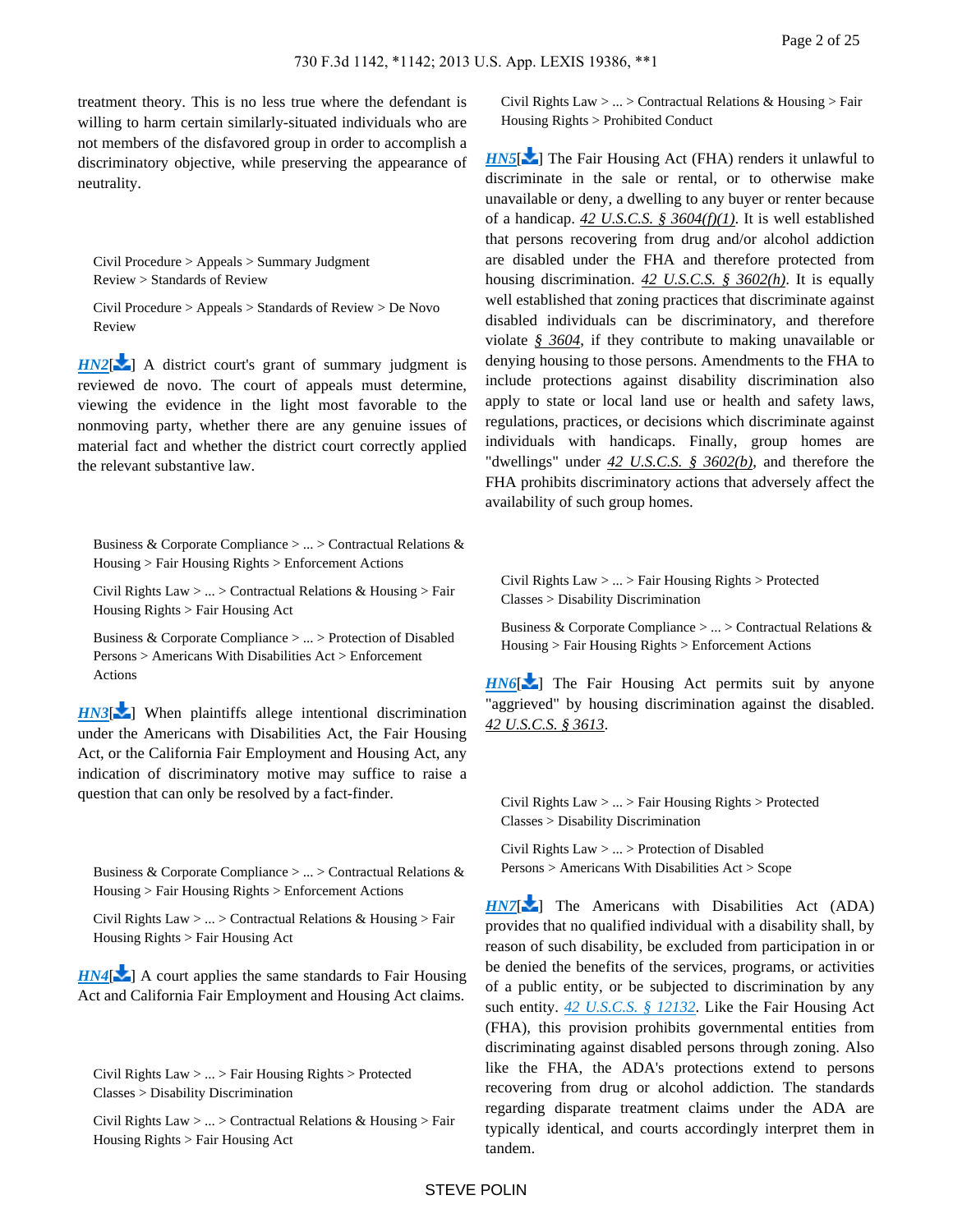treatment theory. This is no less true where the defendant is willing to harm certain similarly-situated individuals who are not members of the disfavored group in order to accomplish a discriminatory objective, while preserving the appearance of neutrality.

Civil Procedure > Appeals > Summary Judgment Review > Standards of Review

Civil Procedure > Appeals > Standards of Review > De Novo Review

HN2[] A district court's grant of summary judgment is reviewed de novo. The court of appeals must determine, viewing the evidence in the light most favorable to the nonmoving party, whether there are any genuine issues of material fact and whether the district court correctly applied the relevant substantive law.

Business & Corporate Compliance > ... > Contractual Relations & Housing > Fair Housing Rights > Enforcement Actions

Civil Rights Law > ... > Contractual Relations & Housing > Fair Housing Rights > Fair Housing Act

Business & Corporate Compliance > ... > Protection of Disabled Persons > Americans With Disabilities Act > Enforcement Actions

HN3[] When plaintiffs allege intentional discrimination under the Americans with Disabilities Act, the Fair Housing Act, or the California Fair Employment and Housing Act, any indication of discriminatory motive may suffice to raise a question that can only be resolved by a fact-finder.

Business & Corporate Compliance > ... > Contractual Relations & Housing > Fair Housing Rights > Enforcement Actions

Civil Rights Law > ... > Contractual Relations & Housing > Fair Housing Rights > Fair Housing Act

HN4[] A court applies the same standards to Fair Housing Act and California Fair Employment and Housing Act claims.

Civil Rights Law > ... > Fair Housing Rights > Protected Classes > Disability Discrimination

Civil Rights Law > ... > Contractual Relations & Housing > Fair Housing Rights > Fair Housing Act

Civil Rights Law > ... > Contractual Relations & Housing > Fair Housing Rights > Prohibited Conduct

HN5[] The Fair Housing Act (FHA) renders it unlawful to discriminate in the sale or rental, or to otherwise make unavailable or deny, a dwelling to any buyer or renter because of a handicap. *42 U.S.C.S. § 3604(f)(1)*. It is well established that persons recovering from drug and/or alcohol addiction are disabled under the FHA and therefore protected from housing discrimination. *42 U.S.C.S. § 3602(h)*. It is equally well established that zoning practices that discriminate against disabled individuals can be discriminatory, and therefore violate *§ 3604*, if they contribute to making unavailable or denying housing to those persons. Amendments to the FHA to include protections against disability discrimination also apply to state or local land use or health and safety laws, regulations, practices, or decisions which discriminate against individuals with handicaps. Finally, group homes are "dwellings" under *42 U.S.C.S. § 3602(b)*, and therefore the FHA prohibits discriminatory actions that adversely affect the availability of such group homes.

Civil Rights Law > ... > Fair Housing Rights > Protected Classes > Disability Discrimination

Business & Corporate Compliance > ... > Contractual Relations & Housing > Fair Housing Rights > Enforcement Actions

HN6[] The Fair Housing Act permits suit by anyone "aggrieved" by housing discrimination against the disabled. *42 U.S.C.S. § 3613*.

Civil Rights Law > ... > Fair Housing Rights > Protected Classes > Disability Discrimination

Civil Rights Law > ... > Protection of Disabled Persons > Americans With Disabilities Act > Scope

HN7[] The Americans with Disabilities Act (ADA) provides that no qualified individual with a disability shall, by reason of such disability, be excluded from participation in or be denied the benefits of the services, programs, or activities of a public entity, or be subjected to discrimination by any such entity. *42 U.S.C.S. § 12132*. Like the Fair Housing Act (FHA), this provision prohibits governmental entities from discriminating against disabled persons through zoning. Also like the FHA, the ADA's protections extend to persons recovering from drug or alcohol addiction. The standards regarding disparate treatment claims under the ADA are typically identical, and courts accordingly interpret them in tandem.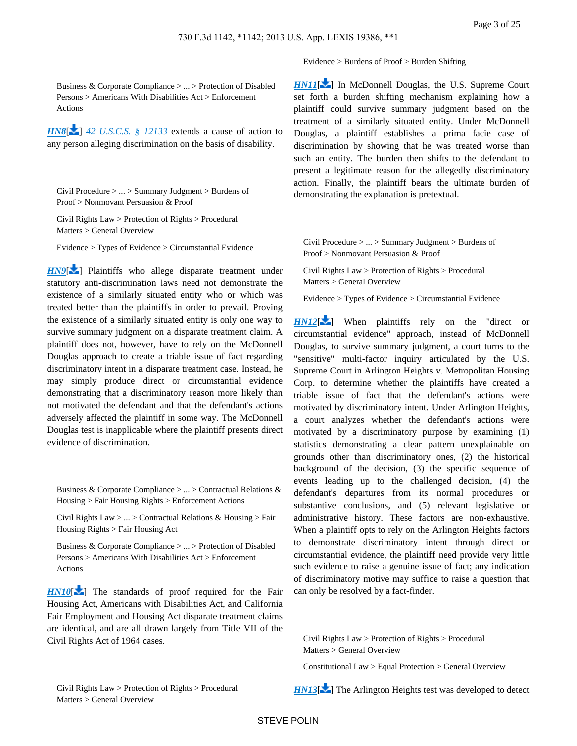Business & Corporate Compliance > ... > Protection of Disabled Persons > Americans With Disabilities Act > Enforcement Actions

HN8[] 42 U.S.C.S. § 12133 extends a cause of action to any person alleging discrimination on the basis of disability.

Civil Procedure > ... > Summary Judgment > Burdens of Proof > Nonmovant Persuasion & Proof

Civil Rights Law > Protection of Rights > Procedural Matters > General Overview

Evidence > Types of Evidence > Circumstantial Evidence

HN9[] Plaintiffs who allege disparate treatment under statutory anti-discrimination laws need not demonstrate the existence of a similarly situated entity who or which was treated better than the plaintiffs in order to prevail. Proving the existence of a similarly situated entity is only one way to survive summary judgment on a disparate treatment claim. A plaintiff does not, however, have to rely on the McDonnell Douglas approach to create a triable issue of fact regarding discriminatory intent in a disparate treatment case. Instead, he may simply produce direct or circumstantial evidence demonstrating that a discriminatory reason more likely than not motivated the defendant and that the defendant's actions adversely affected the plaintiff in some way. The McDonnell Douglas test is inapplicable where the plaintiff presents direct evidence of discrimination.

Business & Corporate Compliance > ... > Contractual Relations & Housing > Fair Housing Rights > Enforcement Actions

Civil Rights Law > ... > Contractual Relations & Housing > Fair Housing Rights > Fair Housing Act

Business & Corporate Compliance > ... > Protection of Disabled Persons > Americans With Disabilities Act > Enforcement Actions

HN10[] The standards of proof required for the Fair Housing Act, Americans with Disabilities Act, and California Fair Employment and Housing Act disparate treatment claims are identical, and are all drawn largely from Title VII of the Civil Rights Act of 1964 cases.

Civil Rights Law > Protection of Rights > Procedural Matters > General Overview

Evidence > Burdens of Proof > Burden Shifting

HN11[] In McDonnell Douglas, the U.S. Supreme Court set forth a burden shifting mechanism explaining how a plaintiff could survive summary judgment based on the treatment of a similarly situated entity. Under McDonnell Douglas, a plaintiff establishes a prima facie case of discrimination by showing that he was treated worse than such an entity. The burden then shifts to the defendant to present a legitimate reason for the allegedly discriminatory action. Finally, the plaintiff bears the ultimate burden of demonstrating the explanation is pretextual.

Civil Procedure > ... > Summary Judgment > Burdens of Proof > Nonmovant Persuasion & Proof

Civil Rights Law > Protection of Rights > Procedural Matters > General Overview

Evidence > Types of Evidence > Circumstantial Evidence

HN12[] When plaintiffs rely on the "direct or circumstantial evidence" approach, instead of McDonnell Douglas, to survive summary judgment, a court turns to the "sensitive" multi-factor inquiry articulated by the U.S. Supreme Court in Arlington Heights v. Metropolitan Housing Corp. to determine whether the plaintiffs have created a triable issue of fact that the defendant's actions were motivated by discriminatory intent. Under Arlington Heights, a court analyzes whether the defendant's actions were motivated by a discriminatory purpose by examining (1) statistics demonstrating a clear pattern unexplainable on grounds other than discriminatory ones, (2) the historical background of the decision, (3) the specific sequence of events leading up to the challenged decision, (4) the defendant's departures from its normal procedures or substantive conclusions, and (5) relevant legislative or administrative history. These factors are non-exhaustive. When a plaintiff opts to rely on the Arlington Heights factors to demonstrate discriminatory intent through direct or circumstantial evidence, the plaintiff need provide very little such evidence to raise a genuine issue of fact; any indication of discriminatory motive may suffice to raise a question that can only be resolved by a fact-finder.

Civil Rights Law > Protection of Rights > Procedural Matters > General Overview

Constitutional Law > Equal Protection > General Overview

HN13[] The Arlington Heights test was developed to detect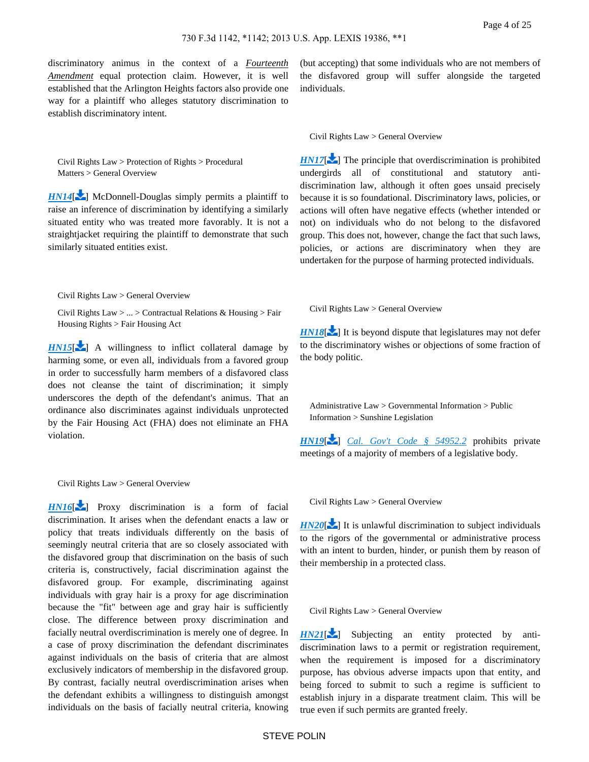discriminatory animus in the context of a *Fourteenth Amendment* equal protection claim. However, it is well established that the Arlington Heights factors also provide one way for a plaintiff who alleges statutory discrimination to establish discriminatory intent.

Civil Rights Law > Protection of Rights > Procedural Matters > General Overview

**HN14**[] McDonnell-Douglas simply permits a plaintiff to raise an inference of discrimination by identifying a similarly situated entity who was treated more favorably. It is not a straightjacket requiring the plaintiff to demonstrate that such similarly situated entities exist.

Civil Rights Law > General Overview

Civil Rights Law > ... > Contractual Relations & Housing > Fair Housing Rights > Fair Housing Act

**HN15**[] A willingness to inflict collateral damage by harming some, or even all, individuals from a favored group in order to successfully harm members of a disfavored class does not cleanse the taint of discrimination; it simply underscores the depth of the defendant's animus. That an ordinance also discriminates against individuals unprotected by the Fair Housing Act (FHA) does not eliminate an FHA violation.

Civil Rights Law > General Overview

**HN16**[] Proxy discrimination is a form of facial discrimination. It arises when the defendant enacts a law or policy that treats individuals differently on the basis of seemingly neutral criteria that are so closely associated with the disfavored group that discrimination on the basis of such criteria is, constructively, facial discrimination against the disfavored group. For example, discriminating against individuals with gray hair is a proxy for age discrimination because the "fit" between age and gray hair is sufficiently close. The difference between proxy discrimination and facially neutral overdiscrimination is merely one of degree. In a case of proxy discrimination the defendant discriminates against individuals on the basis of criteria that are almost exclusively indicators of membership in the disfavored group. By contrast, facially neutral overdiscrimination arises when the defendant exhibits a willingness to distinguish amongst individuals on the basis of facially neutral criteria, knowing (but accepting) that some individuals who are not members of the disfavored group will suffer alongside the targeted individuals.

Civil Rights Law > General Overview

**HN17**[] The principle that overdiscrimination is prohibited undergirds all of constitutional and statutory anti-discrimination law, although it often goes unsaid precisely because it is so foundational. Discriminatory laws, policies, or actions will often have negative effects (whether intended or not) on individuals who do not belong to the disfavored group. This does not, however, change the fact that such laws, policies, or actions are discriminatory when they are undertaken for the purpose of harming protected individuals.

Civil Rights Law > General Overview

**HN18**[] It is beyond dispute that legislatures may not defer to the discriminatory wishes or objections of some fraction of the body politic.

Administrative Law > Governmental Information > Public Information > Sunshine Legislation

**HN19**[] *Cal. Gov't Code § 54952.2* prohibits private meetings of a majority of members of a legislative body.

Civil Rights Law > General Overview

**HN20**[] It is unlawful discrimination to subject individuals to the rigors of the governmental or administrative process with an intent to burden, hinder, or punish them by reason of their membership in a protected class.

Civil Rights Law > General Overview

**HN21**[] Subjecting an entity protected by anti-discrimination laws to a permit or registration requirement, when the requirement is imposed for a discriminatory purpose, has obvious adverse impacts upon that entity, and being forced to submit to such a regime is sufficient to establish injury in a disparate treatment claim. This will be true even if such permits are granted freely.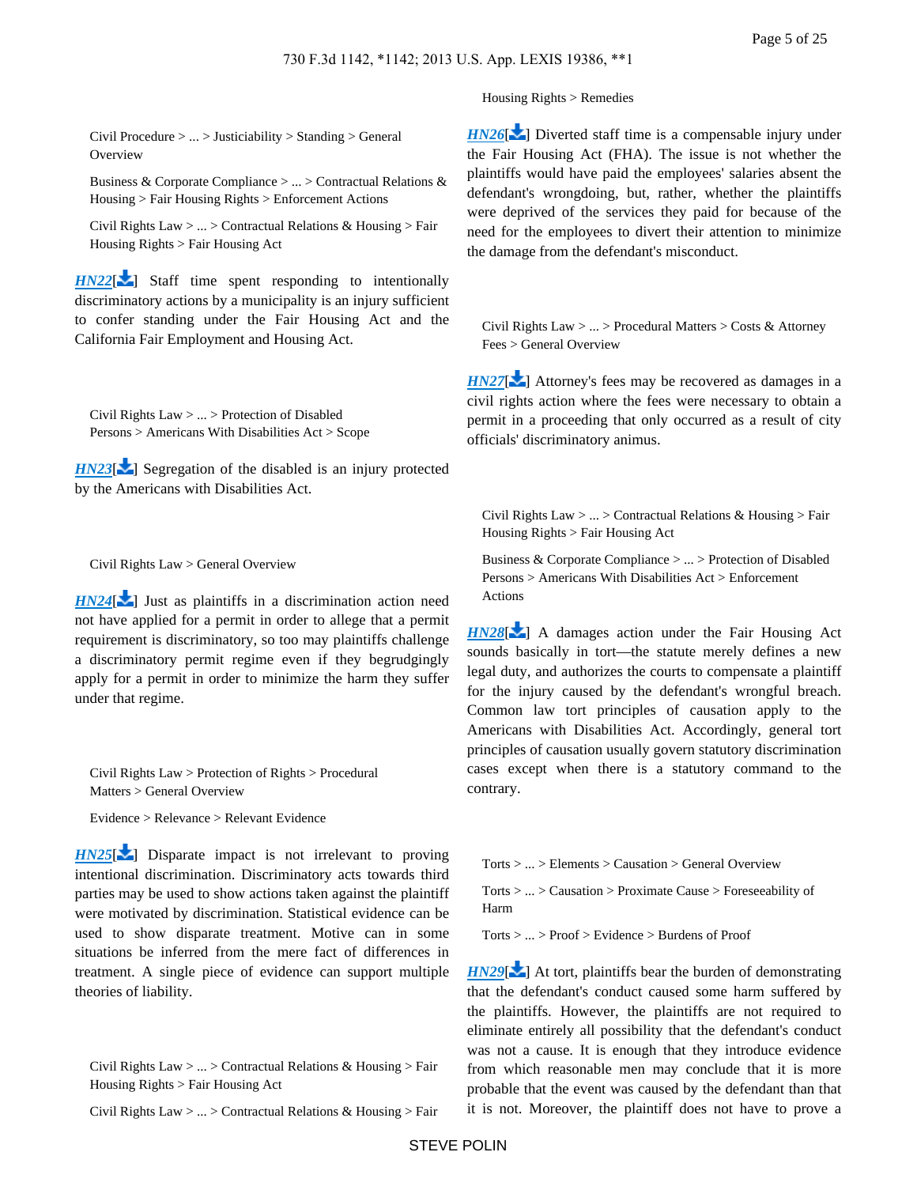Civil Procedure > ... > Justiciability > Standing > General Overview

Business & Corporate Compliance > ... > Contractual Relations & Housing > Fair Housing Rights > Enforcement Actions

Civil Rights Law > ... > Contractual Relations & Housing > Fair Housing Rights > Fair Housing Act

*HN22*[] Staff time spent responding to intentionally discriminatory actions by a municipality is an injury sufficient to confer standing under the Fair Housing Act and the California Fair Employment and Housing Act.

Civil Rights Law > ... > Protection of Disabled Persons > Americans With Disabilities Act > Scope

*HN23*[] Segregation of the disabled is an injury protected by the Americans with Disabilities Act.

Civil Rights Law > General Overview

*HN24*[] Just as plaintiffs in a discrimination action need not have applied for a permit in order to allege that a permit requirement is discriminatory, so too may plaintiffs challenge a discriminatory permit regime even if they begrudgingly apply for a permit in order to minimize the harm they suffer under that regime.

Civil Rights Law > Protection of Rights > Procedural Matters > General Overview

Evidence > Relevance > Relevant Evidence

*HN25*[] Disparate impact is not irrelevant to proving intentional discrimination. Discriminatory acts towards third parties may be used to show actions taken against the plaintiff were motivated by discrimination. Statistical evidence can be used to show disparate treatment. Motive can in some situations be inferred from the mere fact of differences in treatment. A single piece of evidence can support multiple theories of liability.

Civil Rights Law > ... > Contractual Relations & Housing > Fair Housing Rights > Fair Housing Act

Civil Rights Law > ... > Contractual Relations & Housing > Fair Housing Rights > Remedies

*HN26*[] Diverted staff time is a compensable injury under the Fair Housing Act (FHA). The issue is not whether the plaintiffs would have paid the employees' salaries absent the defendant's wrongdoing, but, rather, whether the plaintiffs were deprived of the services they paid for because of the need for the employees to divert their attention to minimize the damage from the defendant's misconduct.

Civil Rights Law > ... > Procedural Matters > Costs & Attorney Fees > General Overview

*HN27*[] Attorney's fees may be recovered as damages in a civil rights action where the fees were necessary to obtain a permit in a proceeding that only occurred as a result of city officials' discriminatory animus.

Civil Rights Law > ... > Contractual Relations & Housing > Fair Housing Rights > Fair Housing Act

Business & Corporate Compliance > ... > Protection of Disabled Persons > Americans With Disabilities Act > Enforcement Actions

*HN28*[] A damages action under the Fair Housing Act sounds basically in tort—the statute merely defines a new legal duty, and authorizes the courts to compensate a plaintiff for the injury caused by the defendant's wrongful breach. Common law tort principles of causation apply to the Americans with Disabilities Act. Accordingly, general tort principles of causation usually govern statutory discrimination cases except when there is a statutory command to the contrary.

Torts > ... > Elements > Causation > General Overview

Torts > ... > Causation > Proximate Cause > Foreseeability of Harm

Torts > ... > Proof > Evidence > Burdens of Proof

*HN29*[] At tort, plaintiffs bear the burden of demonstrating that the defendant's conduct caused some harm suffered by the plaintiffs. However, the plaintiffs are not required to eliminate entirely all possibility that the defendant's conduct was not a cause. It is enough that they introduce evidence from which reasonable men may conclude that it is more probable that the event was caused by the defendant than that it is not. Moreover, the plaintiff does not have to prove a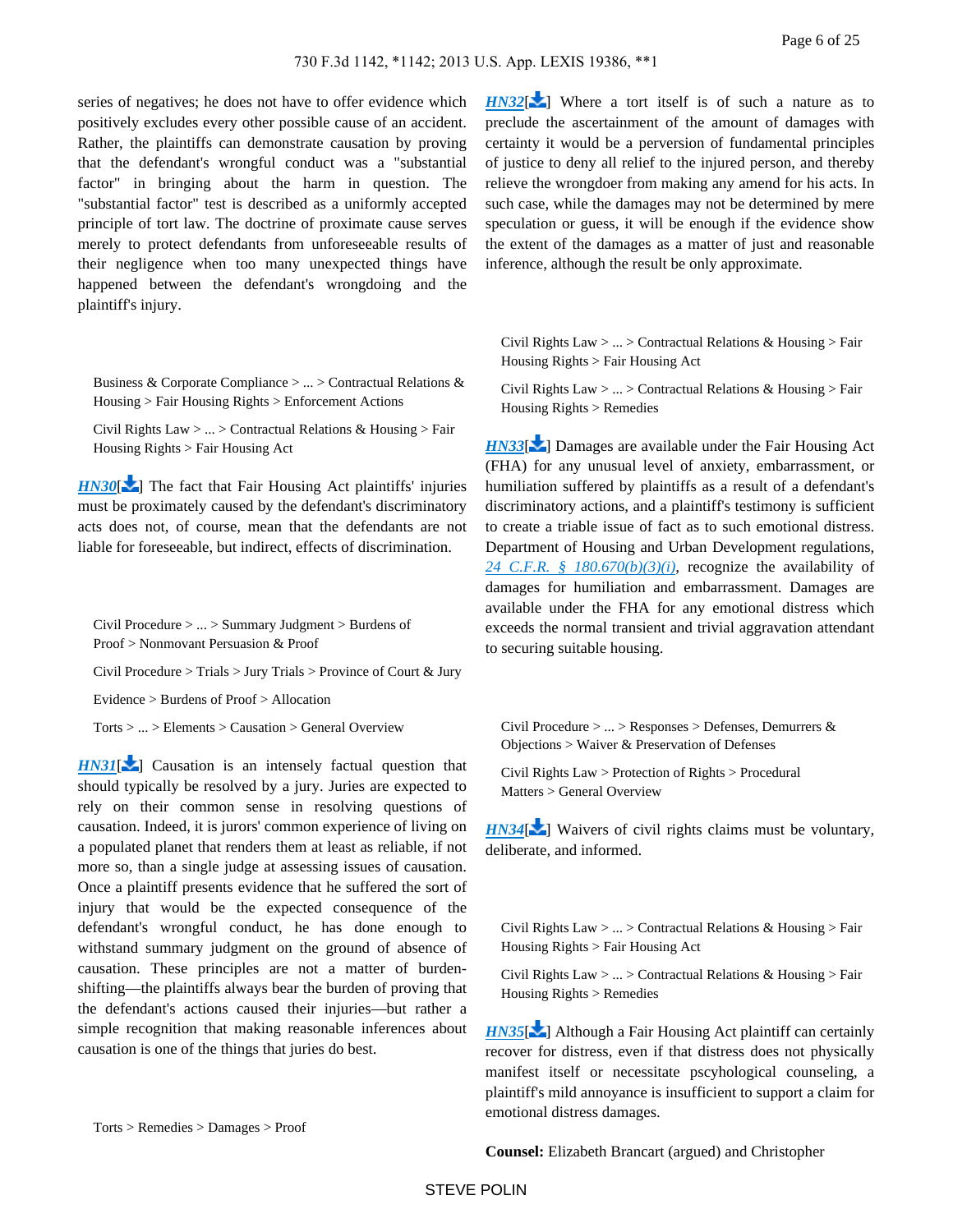series of negatives; he does not have to offer evidence which positively excludes every other possible cause of an accident. Rather, the plaintiffs can demonstrate causation by proving that the defendant's wrongful conduct was a "substantial factor" in bringing about the harm in question. The "substantial factor" test is described as a uniformly accepted principle of tort law. The doctrine of proximate cause serves merely to protect defendants from unforeseeable results of their negligence when too many unexpected things have happened between the defendant's wrongdoing and the plaintiff's injury.

Business & Corporate Compliance > ... > Contractual Relations & Housing > Fair Housing Rights > Enforcement Actions

Civil Rights Law > ... > Contractual Relations & Housing > Fair Housing Rights > Fair Housing Act

*HN30*[] The fact that Fair Housing Act plaintiffs' injuries must be proximately caused by the defendant's discriminatory acts does not, of course, mean that the defendants are not liable for foreseeable, but indirect, effects of discrimination.

Civil Procedure > ... > Summary Judgment > Burdens of Proof > Nonmovant Persuasion & Proof

Civil Procedure > Trials > Jury Trials > Province of Court & Jury

Evidence > Burdens of Proof > Allocation

Torts > ... > Elements > Causation > General Overview

*HN31*[] Causation is an intensely factual question that should typically be resolved by a jury. Juries are expected to rely on their common sense in resolving questions of causation. Indeed, it is jurors' common experience of living on a populated planet that renders them at least as reliable, if not more so, than a single judge at assessing issues of causation. Once a plaintiff presents evidence that he suffered the sort of injury that would be the expected consequence of the defendant's wrongful conduct, he has done enough to withstand summary judgment on the ground of absence of causation. These principles are not a matter of burden-shifting—the plaintiffs always bear the burden of proving that the defendant's actions caused their injuries—but rather a simple recognition that making reasonable inferences about causation is one of the things that juries do best.

Torts > Remedies > Damages > Proof

*HN32*[] Where a tort itself is of such a nature as to preclude the ascertainment of the amount of damages with certainty it would be a perversion of fundamental principles of justice to deny all relief to the injured person, and thereby relieve the wrongdoer from making any amend for his acts. In such case, while the damages may not be determined by mere speculation or guess, it will be enough if the evidence show the extent of the damages as a matter of just and reasonable inference, although the result be only approximate.

Civil Rights Law > ... > Contractual Relations & Housing > Fair Housing Rights > Fair Housing Act

Civil Rights Law > ... > Contractual Relations & Housing > Fair Housing Rights > Remedies

*HN33*[] Damages are available under the Fair Housing Act (FHA) for any unusual level of anxiety, embarrassment, or humiliation suffered by plaintiffs as a result of a defendant's discriminatory actions, and a plaintiff's testimony is sufficient to create a triable issue of fact as to such emotional distress. Department of Housing and Urban Development regulations, *24 C.F.R. § 180.670(b)(3)(i)*, recognize the availability of damages for humiliation and embarrassment. Damages are available under the FHA for any emotional distress which exceeds the normal transient and trivial aggravation attendant to securing suitable housing.

Civil Procedure > ... > Responses > Defenses, Demurrers & Objections > Waiver & Preservation of Defenses

Civil Rights Law > Protection of Rights > Procedural Matters > General Overview

*HN34*[] Waivers of civil rights claims must be voluntary, deliberate, and informed.

Civil Rights Law > ... > Contractual Relations & Housing > Fair Housing Rights > Fair Housing Act

Civil Rights Law > ... > Contractual Relations & Housing > Fair Housing Rights > Remedies

*HN35*[] Although a Fair Housing Act plaintiff can certainly recover for distress, even if that distress does not physically manifest itself or necessitate pscyhological counseling, a plaintiff's mild annoyance is insufficient to support a claim for emotional distress damages.

**Counsel:** Elizabeth Brancart (argued) and Christopher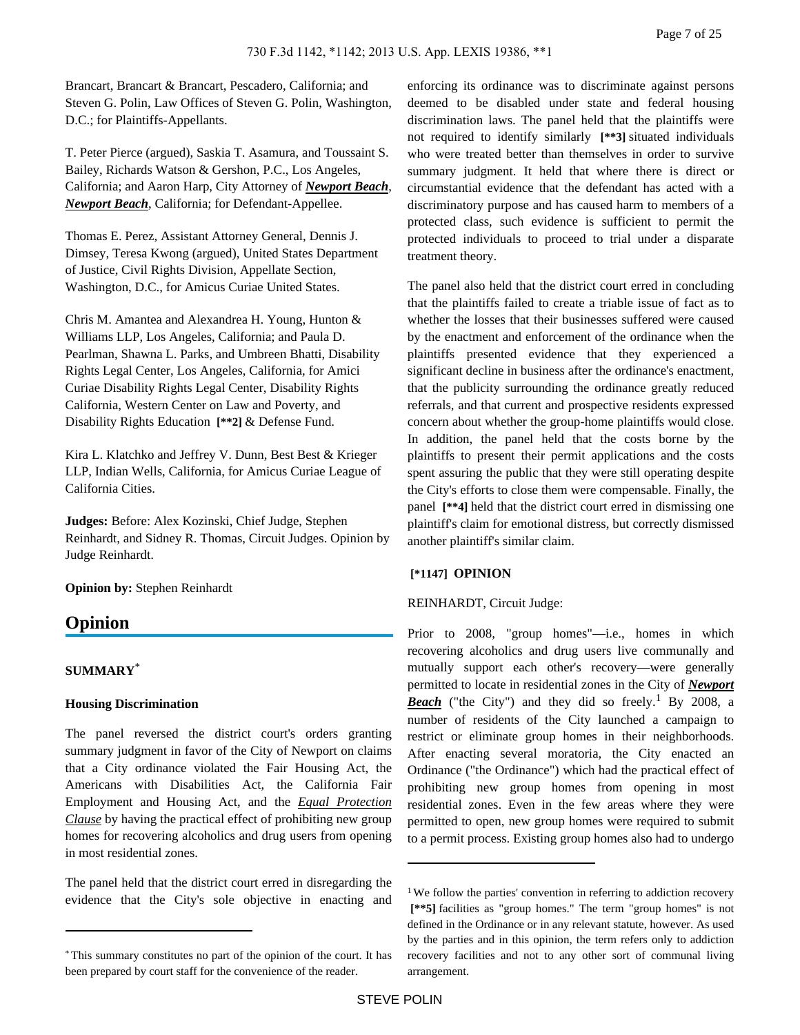Brancart, Brancart & Brancart, Pescadero, California; and Steven G. Polin, Law Offices of Steven G. Polin, Washington, D.C.; for Plaintiffs-Appellants.

T. Peter Pierce (argued), Saskia T. Asamura, and Toussaint S. Bailey, Richards Watson & Gershon, P.C., Los Angeles, California; and Aaron Harp, City Attorney of ***Newport Beach***, ***Newport Beach***, California; for Defendant-Appellee.

Thomas E. Perez, Assistant Attorney General, Dennis J. Dimsey, Teresa Kwong (argued), United States Department of Justice, Civil Rights Division, Appellate Section, Washington, D.C., for Amicus Curiae United States.

Chris M. Amantea and Alexandrea H. Young, Hunton & Williams LLP, Los Angeles, California; and Paula D. Pearlman, Shawna L. Parks, and Umbreen Bhatti, Disability Rights Legal Center, Los Angeles, California, for Amici Curiae Disability Rights Legal Center, Disability Rights California, Western Center on Law and Poverty, and Disability Rights Education **[**2]** & Defense Fund.

Kira L. Klatchko and Jeffrey V. Dunn, Best Best & Krieger LLP, Indian Wells, California, for Amicus Curiae League of California Cities.

**Judges:** Before: Alex Kozinski, Chief Judge, Stephen Reinhardt, and Sidney R. Thomas, Circuit Judges. Opinion by Judge Reinhardt.

**Opinion by:** Stephen Reinhardt

# Opinion

### SUMMARY[*]

#### Housing Discrimination

The panel reversed the district court's orders granting summary judgment in favor of the City of Newport on claims that a City ordinance violated the Fair Housing Act, the Americans with Disabilities Act, the California Fair Employment and Housing Act, and the *Equal Protection Clause* by having the practical effect of prohibiting new group homes for recovering alcoholics and drug users from opening in most residential zones.

The panel held that the district court erred in disregarding the evidence that the City's sole objective in enacting and enforcing its ordinance was to discriminate against persons deemed to be disabled under state and federal housing discrimination laws. The panel held that the plaintiffs were not required to identify similarly **[**3]** situated individuals who were treated better than themselves in order to survive summary judgment. It held that where there is direct or circumstantial evidence that the defendant has acted with a discriminatory purpose and has caused harm to members of a protected class, such evidence is sufficient to permit the protected individuals to proceed to trial under a disparate treatment theory.

The panel also held that the district court erred in concluding that the plaintiffs failed to create a triable issue of fact as to whether the losses that their businesses suffered were caused by the enactment and enforcement of the ordinance when the plaintiffs presented evidence that they experienced a significant decline in business after the ordinance's enactment, that the publicity surrounding the ordinance greatly reduced referrals, and that current and prospective residents expressed concern about whether the group-home plaintiffs would close. In addition, the panel held that the costs borne by the plaintiffs to present their permit applications and the costs spent assuring the public that they were still operating despite the City's efforts to close them were compensable. Finally, the panel **[**4]** held that the district court erred in dismissing one plaintiff's claim for emotional distress, but correctly dismissed another plaintiff's similar claim.

[*] This summary constitutes no part of the opinion of the court. It has been prepared by court staff for the convenience of the reader.

**[*1147] OPINION**

REINHARDT, Circuit Judge:

Prior to 2008, "group homes"—i.e., homes in which recovering alcoholics and drug users live communally and mutually support each other's recovery—were generally permitted to locate in residential zones in the City of ***Newport Beach*** ("the City") and they did so freely.[1] By 2008, a number of residents of the City launched a campaign to restrict or eliminate group homes in their neighborhoods. After enacting several moratoria, the City enacted an Ordinance ("the Ordinance") which had the practical effect of prohibiting new group homes from opening in most residential zones. Even in the few areas where they were permitted to open, new group homes were required to submit to a permit process. Existing group homes also had to undergo

[1] We follow the parties' convention in referring to addiction recovery **[**5]** facilities as "group homes." The term "group homes" is not defined in the Ordinance or in any relevant statute, however. As used by the parties and in this opinion, the term refers only to addiction recovery facilities and not to any other sort of communal living arrangement.

STEVE POLIN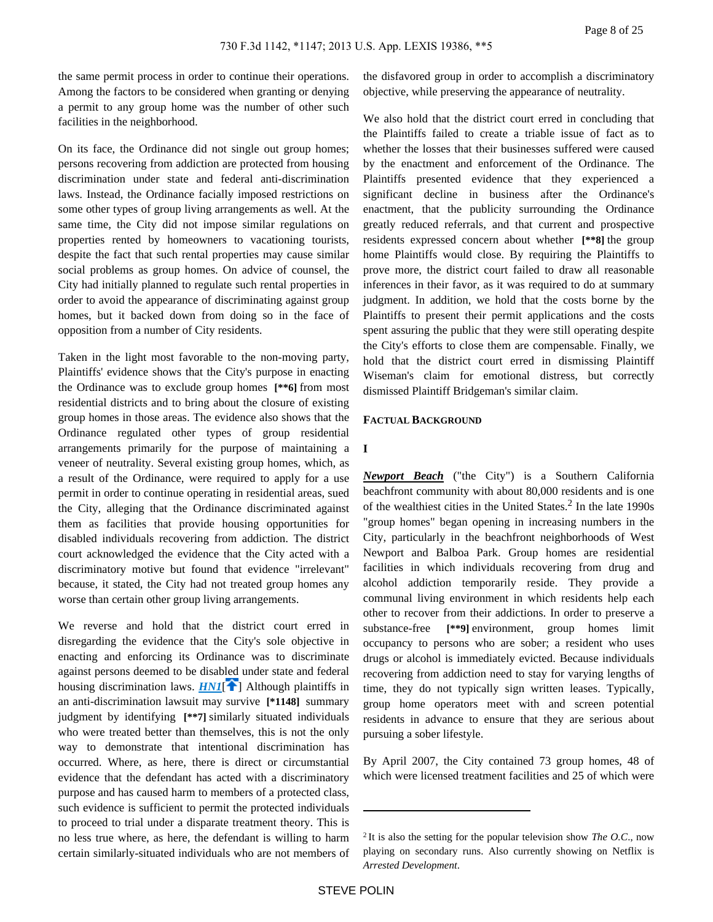the same permit process in order to continue their operations. Among the factors to be considered when granting or denying a permit to any group home was the number of other such facilities in the neighborhood.

On its face, the Ordinance did not single out group homes; persons recovering from addiction are protected from housing discrimination under state and federal anti-discrimination laws. Instead, the Ordinance facially imposed restrictions on some other types of group living arrangements as well. At the same time, the City did not impose similar regulations on properties rented by homeowners to vacationing tourists, despite the fact that such rental properties may cause similar social problems as group homes. On advice of counsel, the City had initially planned to regulate such rental properties in order to avoid the appearance of discriminating against group homes, but it backed down from doing so in the face of opposition from a number of City residents.

Taken in the light most favorable to the non-moving party, Plaintiffs' evidence shows that the City's purpose in enacting the Ordinance was to exclude group homes **[\*\*6]** from most residential districts and to bring about the closure of existing group homes in those areas. The evidence also shows that the Ordinance regulated other types of group residential arrangements primarily for the purpose of maintaining a veneer of neutrality. Several existing group homes, which, as a result of the Ordinance, were required to apply for a use permit in order to continue operating in residential areas, sued the City, alleging that the Ordinance discriminated against them as facilities that provide housing opportunities for disabled individuals recovering from addiction. The district court acknowledged the evidence that the City acted with a discriminatory motive but found that evidence "irrelevant" because, it stated, the City had not treated group homes any worse than certain other group living arrangements.

We reverse and hold that the district court erred in disregarding the evidence that the City's sole objective in enacting and enforcing its Ordinance was to discriminate against persons deemed to be disabled under state and federal housing discrimination laws. ***HN1***[ ] Although plaintiffs in an anti-discrimination lawsuit may survive **[\*1148]** summary judgment by identifying **[\*\*7]** similarly situated individuals who were treated better than themselves, this is not the only way to demonstrate that intentional discrimination has occurred. Where, as here, there is direct or circumstantial evidence that the defendant has acted with a discriminatory purpose and has caused harm to members of a protected class, such evidence is sufficient to permit the protected individuals to proceed to trial under a disparate treatment theory. This is no less true where, as here, the defendant is willing to harm certain similarly-situated individuals who are not members of the disfavored group in order to accomplish a discriminatory objective, while preserving the appearance of neutrality.

We also hold that the district court erred in concluding that the Plaintiffs failed to create a triable issue of fact as to whether the losses that their businesses suffered were caused by the enactment and enforcement of the Ordinance. The Plaintiffs presented evidence that they experienced a significant decline in business after the Ordinance's enactment, that the publicity surrounding the Ordinance greatly reduced referrals, and that current and prospective residents expressed concern about whether **[\*\*8]** the group home Plaintiffs would close. By requiring the Plaintiffs to prove more, the district court failed to draw all reasonable inferences in their favor, as it was required to do at summary judgment. In addition, we hold that the costs borne by the Plaintiffs to present their permit applications and the costs spent assuring the public that they were still operating despite the City's efforts to close them are compensable. Finally, we hold that the district court erred in dismissing Plaintiff Wiseman's claim for emotional distress, but correctly dismissed Plaintiff Bridgeman's similar claim.

## FACTUAL BACKGROUND

### I

***Newport Beach*** ("the City") is a Southern California beachfront community with about 80,000 residents and is one of the wealthiest cities in the United States.[2] In the late 1990s "group homes" began opening in increasing numbers in the City, particularly in the beachfront neighborhoods of West Newport and Balboa Park. Group homes are residential facilities in which individuals recovering from drug and alcohol addiction temporarily reside. They provide a communal living environment in which residents help each other to recover from their addictions. In order to preserve a substance-free **[\*\*9]** environment, group homes limit occupancy to persons who are sober; a resident who uses drugs or alcohol is immediately evicted. Because individuals recovering from addiction need to stay for varying lengths of time, they do not typically sign written leases. Typically, group home operators meet with and screen potential residents in advance to ensure that they are serious about pursuing a sober lifestyle.

By April 2007, the City contained 73 group homes, 48 of which were licensed treatment facilities and 25 of which were

---

[2] It is also the setting for the popular television show *The O.C.*, now playing on secondary runs. Also currently showing on Netflix is *Arrested Development*.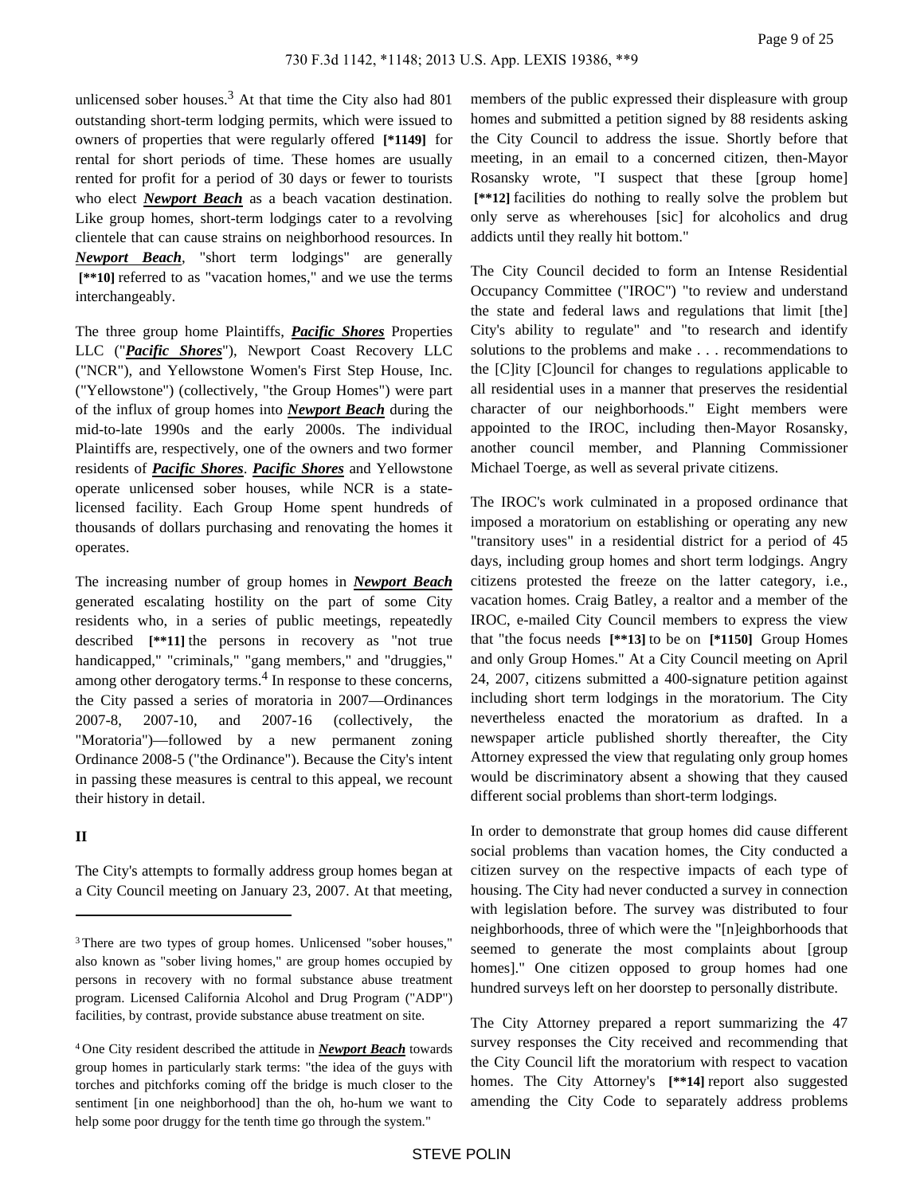unlicensed sober houses.[3] At that time the City also had 801 outstanding short-term lodging permits, which were issued to owners of properties that were regularly offered [*1149] for rental for short periods of time. These homes are usually rented for profit for a period of 30 days or fewer to tourists who elect ***Newport Beach*** as a beach vacation destination. Like group homes, short-term lodgings cater to a revolving clientele that can cause strains on neighborhood resources. In ***Newport Beach***, "short term lodgings" are generally [**10] referred to as "vacation homes," and we use the terms interchangeably.

The three group home Plaintiffs, ***Pacific Shores*** Properties LLC ("***Pacific Shores***"), Newport Coast Recovery LLC ("NCR"), and Yellowstone Women's First Step House, Inc. ("Yellowstone") (collectively, "the Group Homes") were part of the influx of group homes into ***Newport Beach*** during the mid-to-late 1990s and the early 2000s. The individual Plaintiffs are, respectively, one of the owners and two former residents of ***Pacific Shores***. ***Pacific Shores*** and Yellowstone operate unlicensed sober houses, while NCR is a state-licensed facility. Each Group Home spent hundreds of thousands of dollars purchasing and renovating the homes it operates.

The increasing number of group homes in ***Newport Beach*** generated escalating hostility on the part of some City residents who, in a series of public meetings, repeatedly described [**11] the persons in recovery as "not true handicapped," "criminals," "gang members," and "druggies," among other derogatory terms.[4] In response to these concerns, the City passed a series of moratoria in 2007—Ordinances 2007-8, 2007-10, and 2007-16 (collectively, the "Moratoria")—followed by a new permanent zoning Ordinance 2008-5 ("the Ordinance"). Because the City's intent in passing these measures is central to this appeal, we recount their history in detail.

## II

The City's attempts to formally address group homes began at a City Council meeting on January 23, 2007. At that meeting, members of the public expressed their displeasure with group homes and submitted a petition signed by 88 residents asking the City Council to address the issue. Shortly before that meeting, in an email to a concerned citizen, then-Mayor Rosansky wrote, "I suspect that these [group home] [**12] facilities do nothing to really solve the problem but only serve as wherehouses [sic] for alcoholics and drug addicts until they really hit bottom."

The City Council decided to form an Intense Residential Occupancy Committee ("IROC") "to review and understand the state and federal laws and regulations that limit [the] City's ability to regulate" and "to research and identify solutions to the problems and make . . . recommendations to the [C]ity [C]ouncil for changes to regulations applicable to all residential uses in a manner that preserves the residential character of our neighborhoods." Eight members were appointed to the IROC, including then-Mayor Rosansky, another council member, and Planning Commissioner Michael Toerge, as well as several private citizens.

The IROC's work culminated in a proposed ordinance that imposed a moratorium on establishing or operating any new "transitory uses" in a residential district for a period of 45 days, including group homes and short term lodgings. Angry citizens protested the freeze on the latter category, i.e., vacation homes. Craig Batley, a realtor and a member of the IROC, e-mailed City Council members to express the view that "the focus needs [**13] to be on [*1150] Group Homes and only Group Homes." At a City Council meeting on April 24, 2007, citizens submitted a 400-signature petition against including short term lodgings in the moratorium. The City nevertheless enacted the moratorium as drafted. In a newspaper article published shortly thereafter, the City Attorney expressed the view that regulating only group homes would be discriminatory absent a showing that they caused different social problems than short-term lodgings.

In order to demonstrate that group homes did cause different social problems than vacation homes, the City conducted a citizen survey on the respective impacts of each type of housing. The City had never conducted a survey in connection with legislation before. The survey was distributed to four neighborhoods, three of which were the "[n]eighborhoods that seemed to generate the most complaints about [group homes]." One citizen opposed to group homes had one hundred surveys left on her doorstep to personally distribute.

The City Attorney prepared a report summarizing the 47 survey responses the City received and recommending that the City Council lift the moratorium with respect to vacation homes. The City Attorney's [**14] report also suggested amending the City Code to separately address problems

---

[3] There are two types of group homes. Unlicensed "sober houses," also known as "sober living homes," are group homes occupied by persons in recovery with no formal substance abuse treatment program. Licensed California Alcohol and Drug Program ("ADP") facilities, by contrast, provide substance abuse treatment on site.

[4] One City resident described the attitude in ***Newport Beach*** towards group homes in particularly stark terms: "the idea of the guys with torches and pitchforks coming off the bridge is much closer to the sentiment [in one neighborhood] than the oh, ho-hum we want to help some poor druggy for the tenth time go through the system."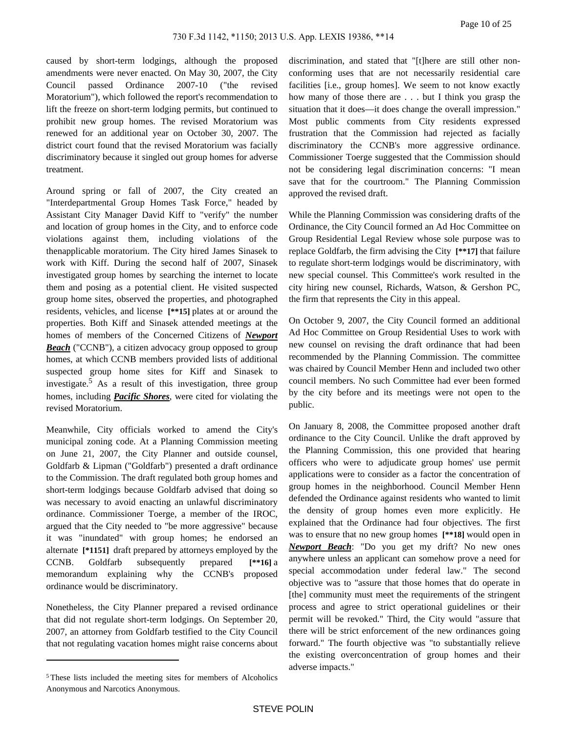caused by short-term lodgings, although the proposed amendments were never enacted. On May 30, 2007, the City Council passed Ordinance 2007-10 ("the revised Moratorium"), which followed the report's recommendation to lift the freeze on short-term lodging permits, but continued to prohibit new group homes. The revised Moratorium was renewed for an additional year on October 30, 2007. The district court found that the revised Moratorium was facially discriminatory because it singled out group homes for adverse treatment.

Around spring or fall of 2007, the City created an "Interdepartmental Group Homes Task Force," headed by Assistant City Manager David Kiff to "verify" the number and location of group homes in the City, and to enforce code violations against them, including violations of the thenapplicable moratorium. The City hired James Sinasek to work with Kiff. During the second half of 2007, Sinasek investigated group homes by searching the internet to locate them and posing as a potential client. He visited suspected group home sites, observed the properties, and photographed residents, vehicles, and license **[\*\*15]** plates at or around the properties. Both Kiff and Sinasek attended meetings at the homes of members of the Concerned Citizens of ***Newport Beach*** ("CCNB"), a citizen advocacy group opposed to group homes, at which CCNB members provided lists of additional suspected group home sites for Kiff and Sinasek to investigate.[5] As a result of this investigation, three group homes, including ***Pacific Shores***, were cited for violating the revised Moratorium.

Meanwhile, City officials worked to amend the City's municipal zoning code. At a Planning Commission meeting on June 21, 2007, the City Planner and outside counsel, Goldfarb & Lipman ("Goldfarb") presented a draft ordinance to the Commission. The draft regulated both group homes and short-term lodgings because Goldfarb advised that doing so was necessary to avoid enacting an unlawful discriminatory ordinance. Commissioner Toerge, a member of the IROC, argued that the City needed to "be more aggressive" because it was "inundated" with group homes; he endorsed an alternate **[\*1151]** draft prepared by attorneys employed by the CCNB. Goldfarb subsequently prepared **[\*\*16]** a memorandum explaining why the CCNB's proposed ordinance would be discriminatory.

Nonetheless, the City Planner prepared a revised ordinance that did not regulate short-term lodgings. On September 20, 2007, an attorney from Goldfarb testified to the City Council that not regulating vacation homes might raise concerns about discrimination, and stated that "[t]here are still other non-conforming uses that are not necessarily residential care facilities [i.e., group homes]. We seem to not know exactly how many of those there are . . . but I think you grasp the situation that it does—it does change the overall impression." Most public comments from City residents expressed frustration that the Commission had rejected as facially discriminatory the CCNB's more aggressive ordinance. Commissioner Toerge suggested that the Commission should not be considering legal discrimination concerns: "I mean save that for the courtroom." The Planning Commission approved the revised draft.

While the Planning Commission was considering drafts of the Ordinance, the City Council formed an Ad Hoc Committee on Group Residential Legal Review whose sole purpose was to replace Goldfarb, the firm advising the City **[\*\*17]** that failure to regulate short-term lodgings would be discriminatory, with new special counsel. This Committee's work resulted in the city hiring new counsel, Richards, Watson, & Gershon PC, the firm that represents the City in this appeal.

On October 9, 2007, the City Council formed an additional Ad Hoc Committee on Group Residential Uses to work with new counsel on revising the draft ordinance that had been recommended by the Planning Commission. The committee was chaired by Council Member Henn and included two other council members. No such Committee had ever been formed by the city before and its meetings were not open to the public.

On January 8, 2008, the Committee proposed another draft ordinance to the City Council. Unlike the draft approved by the Planning Commission, this one provided that hearing officers who were to adjudicate group homes' use permit applications were to consider as a factor the concentration of group homes in the neighborhood. Council Member Henn defended the Ordinance against residents who wanted to limit the density of group homes even more explicitly. He explained that the Ordinance had four objectives. The first was to ensure that no new group homes **[\*\*18]** would open in ***Newport Beach***: "Do you get my drift? No new ones anywhere unless an applicant can somehow prove a need for special accommodation under federal law." The second objective was to "assure that those homes that do operate in [the] community must meet the requirements of the stringent process and agree to strict operational guidelines or their permit will be revoked." Third, the City would "assure that there will be strict enforcement of the new ordinances going forward." The fourth objective was "to substantially relieve the existing overconcentration of group homes and their adverse impacts."

[5] These lists included the meeting sites for members of Alcoholics Anonymous and Narcotics Anonymous.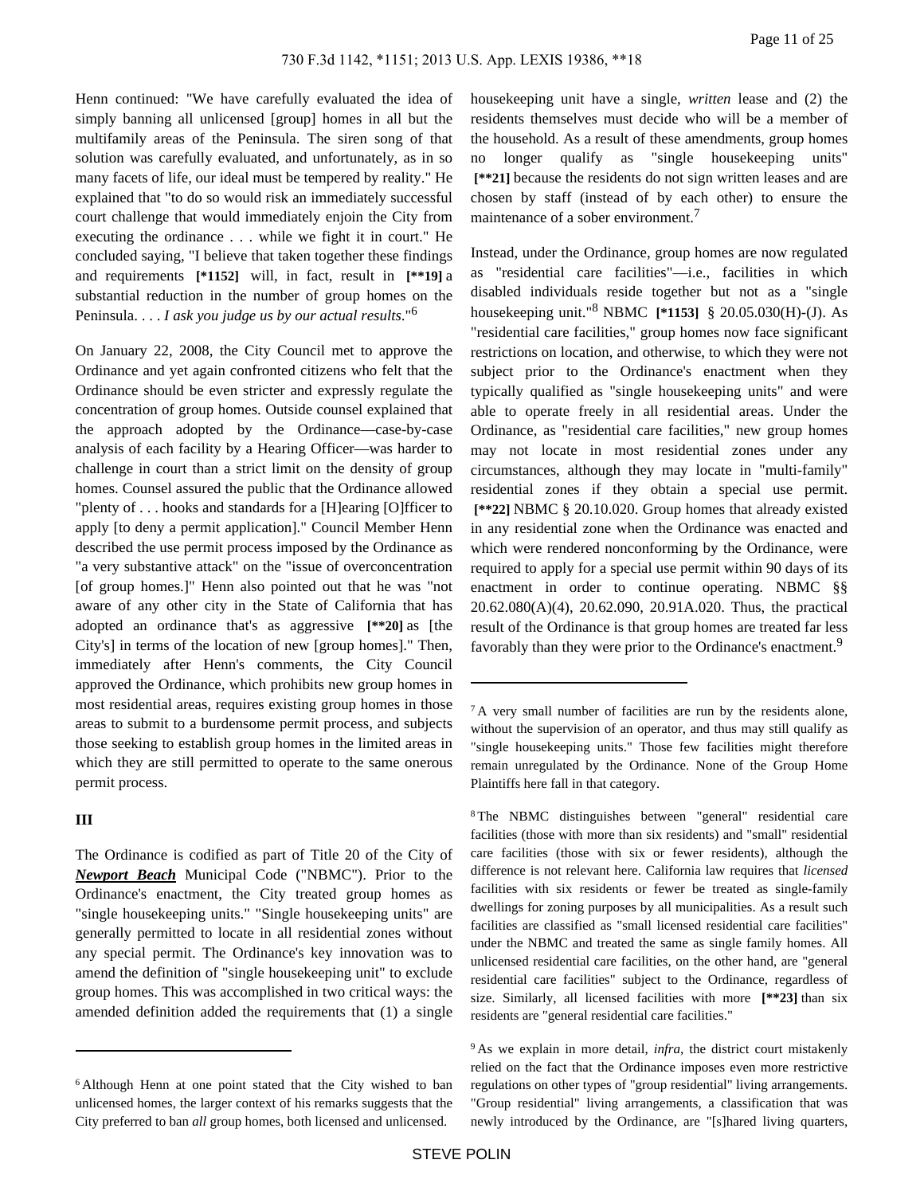Henn continued: "We have carefully evaluated the idea of simply banning all unlicensed [group] homes in all but the multifamily areas of the Peninsula. The siren song of that solution was carefully evaluated, and unfortunately, as in so many facets of life, our ideal must be tempered by reality." He explained that "to do so would risk an immediately successful court challenge that would immediately enjoin the City from executing the ordinance . . . while we fight it in court." He concluded saying, "I believe that taken together these findings and requirements **[*1152]** will, in fact, result in **[**19]** a substantial reduction in the number of group homes on the Peninsula. . . . *I ask you judge us by our actual results*."[6]

On January 22, 2008, the City Council met to approve the Ordinance and yet again confronted citizens who felt that the Ordinance should be even stricter and expressly regulate the concentration of group homes. Outside counsel explained that the approach adopted by the Ordinance—case-by-case analysis of each facility by a Hearing Officer—was harder to challenge in court than a strict limit on the density of group homes. Counsel assured the public that the Ordinance allowed "plenty of . . . hooks and standards for a [H]earing [O]fficer to apply [to deny a permit application]." Council Member Henn described the use permit process imposed by the Ordinance as "a very substantive attack" on the "issue of overconcentration [of group homes.]" Henn also pointed out that he was "not aware of any other city in the State of California that has adopted an ordinance that's as aggressive **[**20]** as [the City's] in terms of the location of new [group homes]." Then, immediately after Henn's comments, the City Council approved the Ordinance, which prohibits new group homes in most residential areas, requires existing group homes in those areas to submit to a burdensome permit process, and subjects those seeking to establish group homes in the limited areas in which they are still permitted to operate to the same onerous permit process.

### III

The Ordinance is codified as part of Title 20 of the City of ***Newport Beach*** Municipal Code ("NBMC"). Prior to the Ordinance's enactment, the City treated group homes as "single housekeeping units." "Single housekeeping units" are generally permitted to locate in all residential zones without any special permit. The Ordinance's key innovation was to amend the definition of "single housekeeping unit" to exclude group homes. This was accomplished in two critical ways: the amended definition added the requirements that (1) a single housekeeping unit have a single, *written* lease and (2) the residents themselves must decide who will be a member of the household. As a result of these amendments, group homes no longer qualify as "single housekeeping units" **[**21]** because the residents do not sign written leases and are chosen by staff (instead of by each other) to ensure the maintenance of a sober environment.[7]

Instead, under the Ordinance, group homes are now regulated as "residential care facilities"—i.e., facilities in which disabled individuals reside together but not as a "single housekeeping unit."[8] NBMC **[*1153]** § 20.05.030(H)-(J). As "residential care facilities," group homes now face significant restrictions on location, and otherwise, to which they were not subject prior to the Ordinance's enactment when they typically qualified as "single housekeeping units" and were able to operate freely in all residential areas. Under the Ordinance, as "residential care facilities," new group homes may not locate in most residential zones under any circumstances, although they may locate in "multi-family" residential zones if they obtain a special use permit. **[**22]** NBMC § 20.10.020. Group homes that already existed in any residential zone when the Ordinance was enacted and which were rendered nonconforming by the Ordinance, were required to apply for a special use permit within 90 days of its enactment in order to continue operating. NBMC §§ 20.62.080(A)(4), 20.62.090, 20.91A.020. Thus, the practical result of the Ordinance is that group homes are treated far less favorably than they were prior to the Ordinance's enactment.[9]

---

[6] Although Henn at one point stated that the City wished to ban unlicensed homes, the larger context of his remarks suggests that the City preferred to ban *all* group homes, both licensed and unlicensed.

[7] A very small number of facilities are run by the residents alone, without the supervision of an operator, and thus may still qualify as "single housekeeping units." Those few facilities might therefore remain unregulated by the Ordinance. None of the Group Home Plaintiffs here fall in that category.

[8] The NBMC distinguishes between "general" residential care facilities (those with more than six residents) and "small" residential care facilities (those with six or fewer residents), although the difference is not relevant here. California law requires that *licensed* facilities with six residents or fewer be treated as single-family dwellings for zoning purposes by all municipalities. As a result such facilities are classified as "small licensed residential care facilities" under the NBMC and treated the same as single family homes. All unlicensed residential care facilities, on the other hand, are "general residential care facilities" subject to the Ordinance, regardless of size. Similarly, all licensed facilities with more **[**23]** than six residents are "general residential care facilities."

[9] As we explain in more detail, *infra*, the district court mistakenly relied on the fact that the Ordinance imposes even more restrictive regulations on other types of "group residential" living arrangements. "Group residential" living arrangements, a classification that was newly introduced by the Ordinance, are "[s]hared living quarters,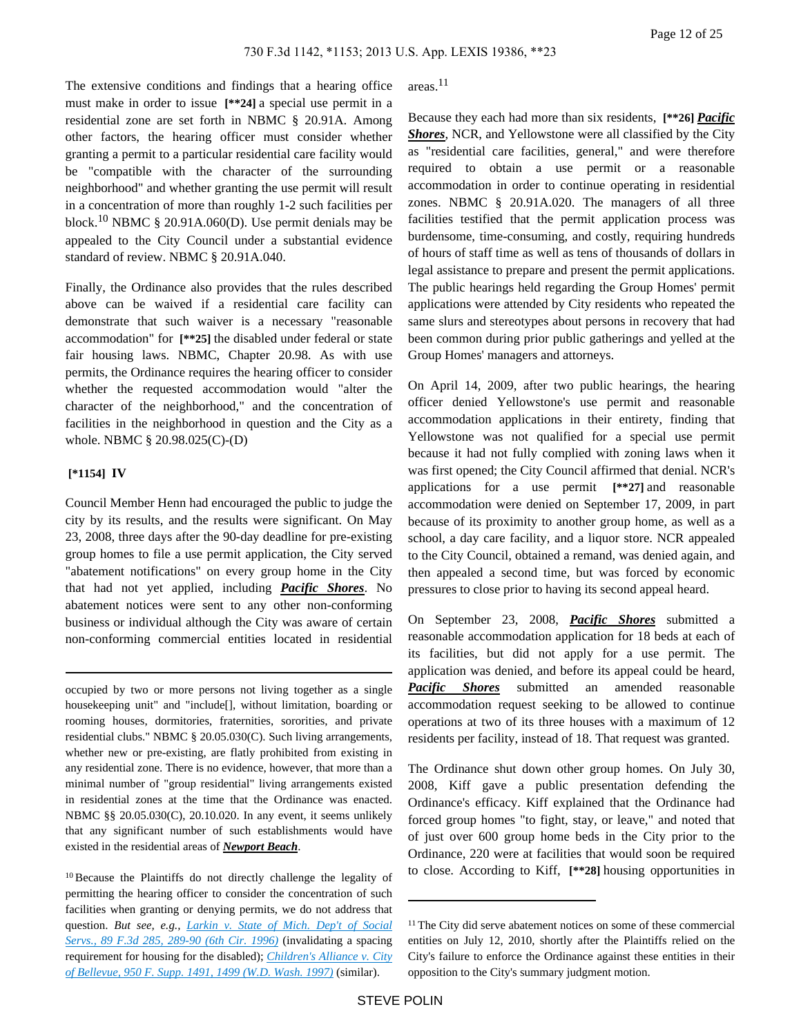The extensive conditions and findings that a hearing office must make in order to issue **[\*\*24]** a special use permit in a residential zone are set forth in NBMC § 20.91A. Among other factors, the hearing officer must consider whether granting a permit to a particular residential care facility would be "compatible with the character of the surrounding neighborhood" and whether granting the use permit will result in a concentration of more than roughly 1-2 such facilities per block.[10] NBMC § 20.91A.060(D). Use permit denials may be appealed to the City Council under a substantial evidence standard of review. NBMC § 20.91A.040.

Finally, the Ordinance also provides that the rules described above can be waived if a residential care facility can demonstrate that such waiver is a necessary "reasonable accommodation" for **[\*\*25]** the disabled under federal or state fair housing laws. NBMC, Chapter 20.98. As with use permits, the Ordinance requires the hearing officer to consider whether the requested accommodation would "alter the character of the neighborhood," and the concentration of facilities in the neighborhood in question and the City as a whole. NBMC § 20.98.025(C)-(D)

## [\*1154] IV

Council Member Henn had encouraged the public to judge the city by its results, and the results were significant. On May 23, 2008, three days after the 90-day deadline for pre-existing group homes to file a use permit application, the City served "abatement notifications" on every group home in the City that had not yet applied, including ***Pacific Shores***. No abatement notices were sent to any other non-conforming business or individual although the City was aware of certain non-conforming commercial entities located in residential areas.[11]

Because they each had more than six residents, **[\*\*26]** ***Pacific Shores***, NCR, and Yellowstone were all classified by the City as "residential care facilities, general," and were therefore required to obtain a use permit or a reasonable accommodation in order to continue operating in residential zones. NBMC § 20.91A.020. The managers of all three facilities testified that the permit application process was burdensome, time-consuming, and costly, requiring hundreds of hours of staff time as well as tens of thousands of dollars in legal assistance to prepare and present the permit applications. The public hearings held regarding the Group Homes' permit applications were attended by City residents who repeated the same slurs and stereotypes about persons in recovery that had been common during prior public gatherings and yelled at the Group Homes' managers and attorneys.

On April 14, 2009, after two public hearings, the hearing officer denied Yellowstone's use permit and reasonable accommodation applications in their entirety, finding that Yellowstone was not qualified for a special use permit because it had not fully complied with zoning laws when it was first opened; the City Council affirmed that denial. NCR's applications for a use permit **[\*\*27]** and reasonable accommodation were denied on September 17, 2009, in part because of its proximity to another group home, as well as a school, a day care facility, and a liquor store. NCR appealed to the City Council, obtained a remand, was denied again, and then appealed a second time, but was forced by economic pressures to close prior to having its second appeal heard.

On September 23, 2008, ***Pacific Shores*** submitted a reasonable accommodation application for 18 beds at each of its facilities, but did not apply for a use permit. The application was denied, and before its appeal could be heard, ***Pacific Shores*** submitted an amended reasonable accommodation request seeking to be allowed to continue operations at two of its three houses with a maximum of 12 residents per facility, instead of 18. That request was granted.

The Ordinance shut down other group homes. On July 30, 2008, Kiff gave a public presentation defending the Ordinance's efficacy. Kiff explained that the Ordinance had forced group homes "to fight, stay, or leave," and noted that of just over 600 group home beds in the City prior to the Ordinance, 220 were at facilities that would soon be required to close. According to Kiff, **[\*\*28]** housing opportunities in

---

occupied by two or more persons not living together as a single housekeeping unit" and "include[], without limitation, boarding or rooming houses, dormitories, fraternities, sororities, and private residential clubs." NBMC § 20.05.030(C). Such living arrangements, whether new or pre-existing, are flatly prohibited from existing in any residential zone. There is no evidence, however, that more than a minimal number of "group residential" living arrangements existed in residential zones at the time that the Ordinance was enacted. NBMC §§ 20.05.030(C), 20.10.020. In any event, it seems unlikely that any significant number of such establishments would have existed in the residential areas of ***Newport Beach***.

[10] Because the Plaintiffs do not directly challenge the legality of permitting the hearing officer to consider the concentration of such facilities when granting or denying permits, we do not address that question. *But see, e.g.*, Larkin v. State of Mich. Dep't of Social Servs., 89 F.3d 285, 289-90 (6th Cir. 1996) (invalidating a spacing requirement for housing for the disabled); Children's Alliance v. City of Bellevue, 950 F. Supp. 1491, 1499 (W.D. Wash. 1997) (similar).

[11] The City did serve abatement notices on some of these commercial entities on July 12, 2010, shortly after the Plaintiffs relied on the City's failure to enforce the Ordinance against these entities in their opposition to the City's summary judgment motion.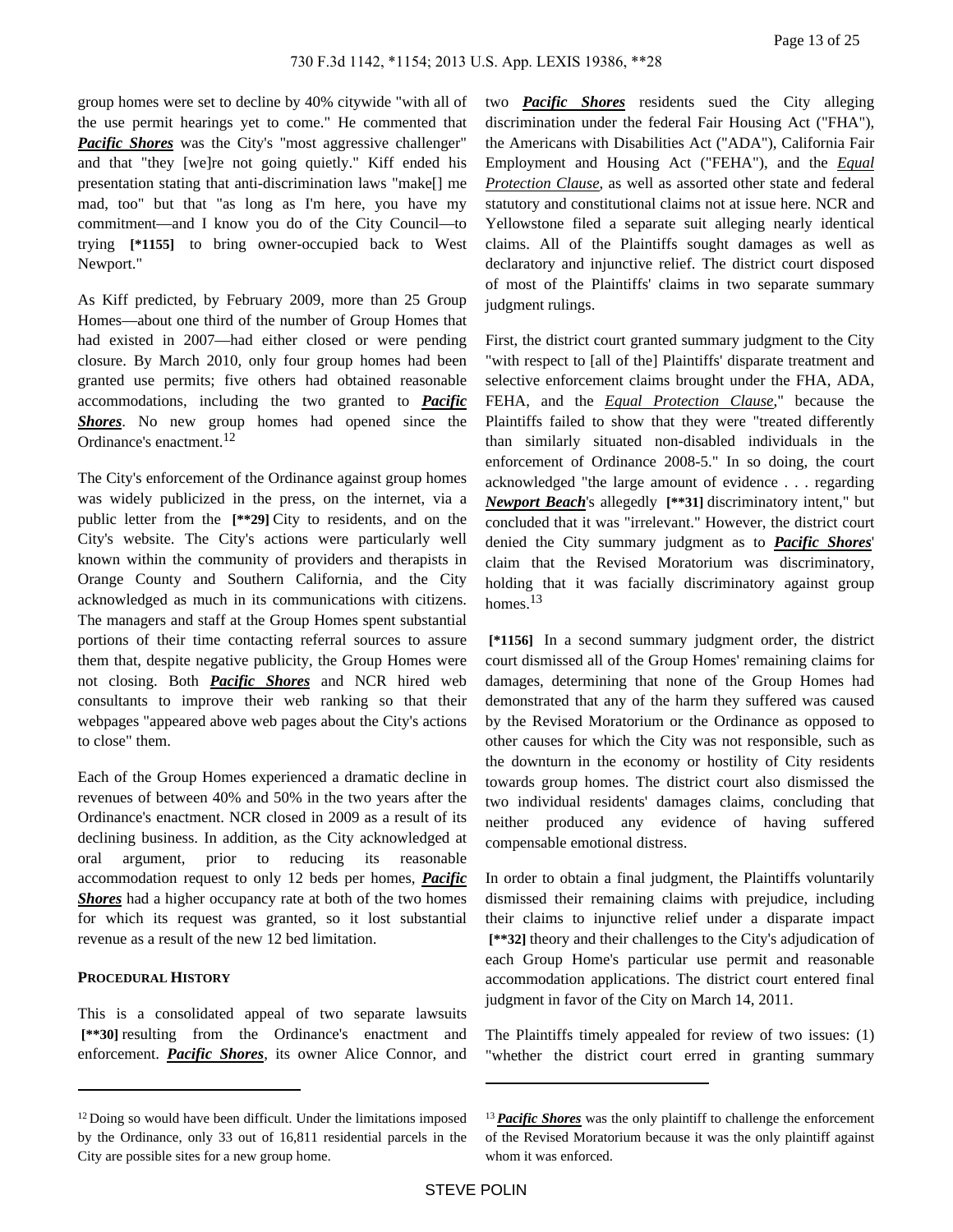group homes were set to decline by 40% citywide "with all of the use permit hearings yet to come." He commented that ***Pacific Shores*** was the City's "most aggressive challenger" and that "they [we]re not going quietly." Kiff ended his presentation stating that anti-discrimination laws "make[] me mad, too" but that "as long as I'm here, you have my commitment—and I know you do of the City Council—to trying **[*1155]** to bring owner-occupied back to West Newport."

As Kiff predicted, by February 2009, more than 25 Group Homes—about one third of the number of Group Homes that had existed in 2007—had either closed or were pending closure. By March 2010, only four group homes had been granted use permits; five others had obtained reasonable accommodations, including the two granted to ***Pacific Shores***. No new group homes had opened since the Ordinance's enactment.[12]

The City's enforcement of the Ordinance against group homes was widely publicized in the press, on the internet, via a public letter from the **[**29]** City to residents, and on the City's website. The City's actions were particularly well known within the community of providers and therapists in Orange County and Southern California, and the City acknowledged as much in its communications with citizens. The managers and staff at the Group Homes spent substantial portions of their time contacting referral sources to assure them that, despite negative publicity, the Group Homes were not closing. Both ***Pacific Shores*** and NCR hired web consultants to improve their web ranking so that their webpages "appeared above web pages about the City's actions to close" them.

Each of the Group Homes experienced a dramatic decline in revenues of between 40% and 50% in the two years after the Ordinance's enactment. NCR closed in 2009 as a result of its declining business. In addition, as the City acknowledged at oral argument, prior to reducing its reasonable accommodation request to only 12 beds per homes, ***Pacific Shores*** had a higher occupancy rate at both of the two homes for which its request was granted, so it lost substantial revenue as a result of the new 12 bed limitation.

**PROCEDURAL HISTORY**

This is a consolidated appeal of two separate lawsuits **[**30]** resulting from the Ordinance's enactment and enforcement. ***Pacific Shores***, its owner Alice Connor, and two ***Pacific Shores*** residents sued the City alleging discrimination under the federal Fair Housing Act ("FHA"), the Americans with Disabilities Act ("ADA"), California Fair Employment and Housing Act ("FEHA"), and the *Equal Protection Clause*, as well as assorted other state and federal statutory and constitutional claims not at issue here. NCR and Yellowstone filed a separate suit alleging nearly identical claims. All of the Plaintiffs sought damages as well as declaratory and injunctive relief. The district court disposed of most of the Plaintiffs' claims in two separate summary judgment rulings.

First, the district court granted summary judgment to the City "with respect to [all of the] Plaintiffs' disparate treatment and selective enforcement claims brought under the FHA, ADA, FEHA, and the *Equal Protection Clause*," because the Plaintiffs failed to show that they were "treated differently than similarly situated non-disabled individuals in the enforcement of Ordinance 2008-5." In so doing, the court acknowledged "the large amount of evidence . . . regarding ***Newport Beach***'s allegedly **[**31]** discriminatory intent," but concluded that it was "irrelevant." However, the district court denied the City summary judgment as to ***Pacific Shores***' claim that the Revised Moratorium was discriminatory, holding that it was facially discriminatory against group homes.[13]

**[*1156]** In a second summary judgment order, the district court dismissed all of the Group Homes' remaining claims for damages, determining that none of the Group Homes had demonstrated that any of the harm they suffered was caused by the Revised Moratorium or the Ordinance as opposed to other causes for which the City was not responsible, such as the downturn in the economy or hostility of City residents towards group homes. The district court also dismissed the two individual residents' damages claims, concluding that neither produced any evidence of having suffered compensable emotional distress.

In order to obtain a final judgment, the Plaintiffs voluntarily dismissed their remaining claims with prejudice, including their claims to injunctive relief under a disparate impact **[**32]** theory and their challenges to the City's adjudication of each Group Home's particular use permit and reasonable accommodation applications. The district court entered final judgment in favor of the City on March 14, 2011.

The Plaintiffs timely appealed for review of two issues: (1) "whether the district court erred in granting summary

---

[12] Doing so would have been difficult. Under the limitations imposed by the Ordinance, only 33 out of 16,811 residential parcels in the City are possible sites for a new group home.

[13] ***Pacific Shores*** was the only plaintiff to challenge the enforcement of the Revised Moratorium because it was the only plaintiff against whom it was enforced.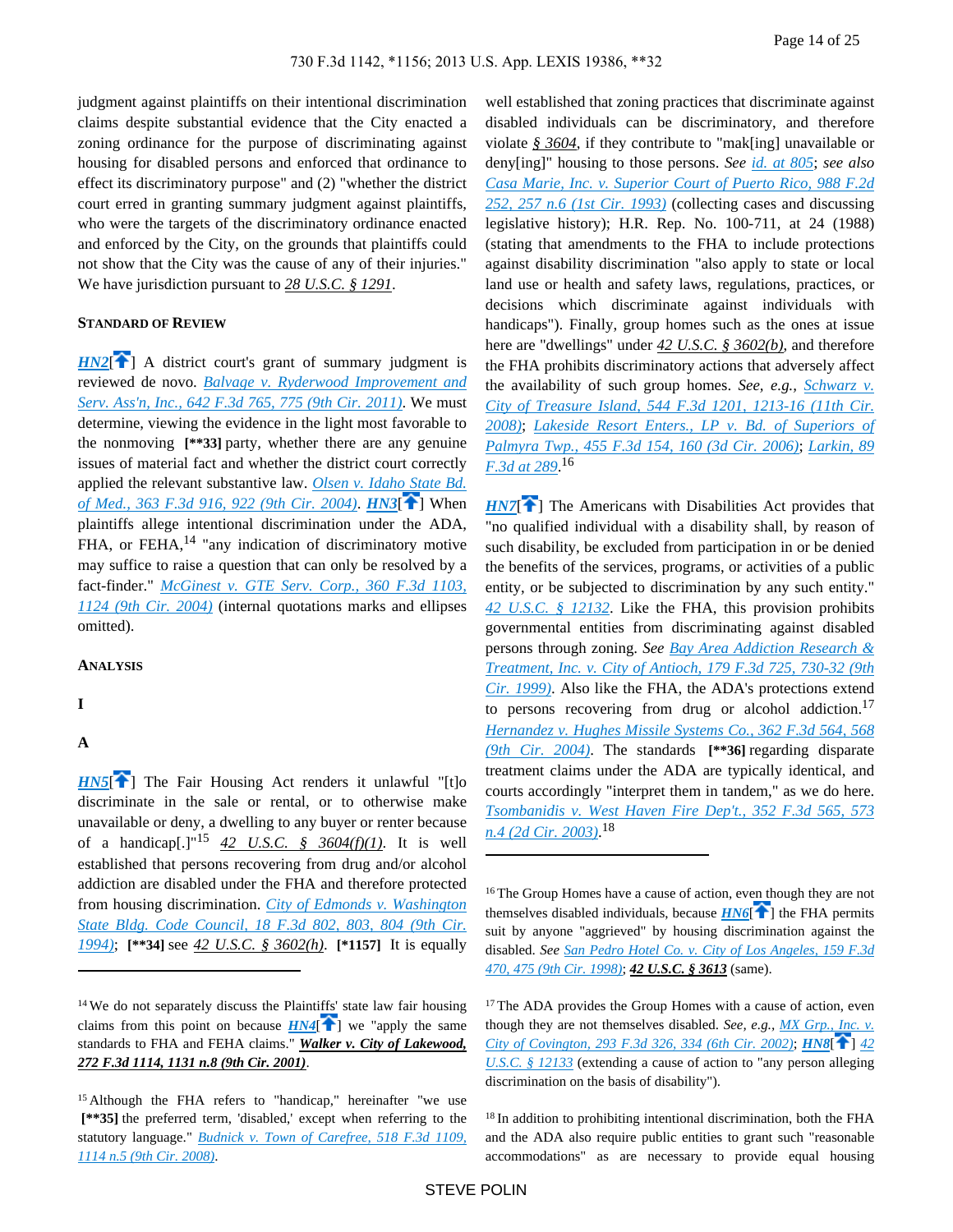judgment against plaintiffs on their intentional discrimination claims despite substantial evidence that the City enacted a zoning ordinance for the purpose of discriminating against housing for disabled persons and enforced that ordinance to effect its discriminatory purpose" and (2) "whether the district court erred in granting summary judgment against plaintiffs, who were the targets of the discriminatory ordinance enacted and enforced by the City, on the grounds that plaintiffs could not show that the City was the cause of any of their injuries." We have jurisdiction pursuant to *28 U.S.C. § 1291*.

### STANDARD OF REVIEW

***HN2***[] A district court's grant of summary judgment is reviewed de novo. *Balvage v. Ryderwood Improvement and Serv. Ass'n, Inc., 642 F.3d 765, 775 (9th Cir. 2011)*. We must determine, viewing the evidence in the light most favorable to the nonmoving **[\*\*33]** party, whether there are any genuine issues of material fact and whether the district court correctly applied the relevant substantive law. *Olsen v. Idaho State Bd. of Med., 363 F.3d 916, 922 (9th Cir. 2004)*. ***HN3***[] When plaintiffs allege intentional discrimination under the ADA, FHA, or FEHA,[14] "any indication of discriminatory motive may suffice to raise a question that can only be resolved by a fact-finder." *McGinest v. GTE Serv. Corp., 360 F.3d 1103, 1124 (9th Cir. 2004)* (internal quotations marks and ellipses omitted).

### ANALYSIS

#### I

##### A

***HN5***[] The Fair Housing Act renders it unlawful "[t]o discriminate in the sale or rental, or to otherwise make unavailable or deny, a dwelling to any buyer or renter because of a handicap[.]"[15] *42 U.S.C. § 3604(f)(1)*. It is well established that persons recovering from drug and/or alcohol addiction are disabled under the FHA and therefore protected from housing discrimination. *City of Edmonds v. Washington State Bldg. Code Council, 18 F.3d 802, 803, 804 (9th Cir. 1994)*; **[\*\*34]** see *42 U.S.C. § 3602(h)*. **[\*1157]** It is equally well established that zoning practices that discriminate against disabled individuals can be discriminatory, and therefore violate *§ 3604*, if they contribute to "mak[ing] unavailable or deny[ing]" housing to those persons. *See id. at 805*; *see also Casa Marie, Inc. v. Superior Court of Puerto Rico, 988 F.2d 252, 257 n.6 (1st Cir. 1993)* (collecting cases and discussing legislative history); H.R. Rep. No. 100-711, at 24 (1988) (stating that amendments to the FHA to include protections against disability discrimination "also apply to state or local land use or health and safety laws, regulations, practices, or decisions which discriminate against individuals with handicaps"). Finally, group homes such as the ones at issue here are "dwellings" under *42 U.S.C. § 3602(b)*, and therefore the FHA prohibits discriminatory actions that adversely affect the availability of such group homes. *See, e.g., Schwarz v. City of Treasure Island, 544 F.3d 1201, 1213-16 (11th Cir. 2008)*; *Lakeside Resort Enters., LP v. Bd. of Superiors of Palmyra Twp., 455 F.3d 154, 160 (3d Cir. 2006)*; *Larkin, 89 F.3d at 289*.[16]

***HN7***[] The Americans with Disabilities Act provides that "no qualified individual with a disability shall, by reason of such disability, be excluded from participation in or be denied the benefits of the services, programs, or activities of a public entity, or be subjected to discrimination by any such entity." *42 U.S.C. § 12132*. Like the FHA, this provision prohibits governmental entities from discriminating against disabled persons through zoning. *See Bay Area Addiction Research & Treatment, Inc. v. City of Antioch, 179 F.3d 725, 730-32 (9th Cir. 1999)*. Also like the FHA, the ADA's protections extend to persons recovering from drug or alcohol addiction.[17] *Hernandez v. Hughes Missile Systems Co., 362 F.3d 564, 568 (9th Cir. 2004)*. The standards **[\*\*36]** regarding disparate treatment claims under the ADA are typically identical, and courts accordingly "interpret them in tandem," as we do here. *Tsombanidis v. West Haven Fire Dep't., 352 F.3d 565, 573 n.4 (2d Cir. 2003)*.[18]

---

[14] We do not separately discuss the Plaintiffs' state law fair housing claims from this point on because ***HN4***[] we "apply the same standards to FHA and FEHA claims." ***Walker v. City of Lakewood, 272 F.3d 1114, 1131 n.8 (9th Cir. 2001)***.

[15] Although the FHA refers to "handicap," hereinafter "we use **[\*\*35]** the preferred term, 'disabled,' except when referring to the statutory language." *Budnick v. Town of Carefree, 518 F.3d 1109, 1114 n.5 (9th Cir. 2008)*.

[16] The Group Homes have a cause of action, even though they are not themselves disabled individuals, because ***HN6***[] the FHA permits suit by anyone "aggrieved" by housing discrimination against the disabled. *See San Pedro Hotel Co. v. City of Los Angeles, 159 F.3d 470, 475 (9th Cir. 1998)*; ***42 U.S.C. § 3613*** (same).

[17] The ADA provides the Group Homes with a cause of action, even though they are not themselves disabled. *See, e.g., MX Grp., Inc. v. City of Covington, 293 F.3d 326, 334 (6th Cir. 2002)*; ***HN8***[] *42 U.S.C. § 12133* (extending a cause of action to "any person alleging discrimination on the basis of disability").

[18] In addition to prohibiting intentional discrimination, both the FHA and the ADA also require public entities to grant such "reasonable accommodations" as are necessary to provide equal housing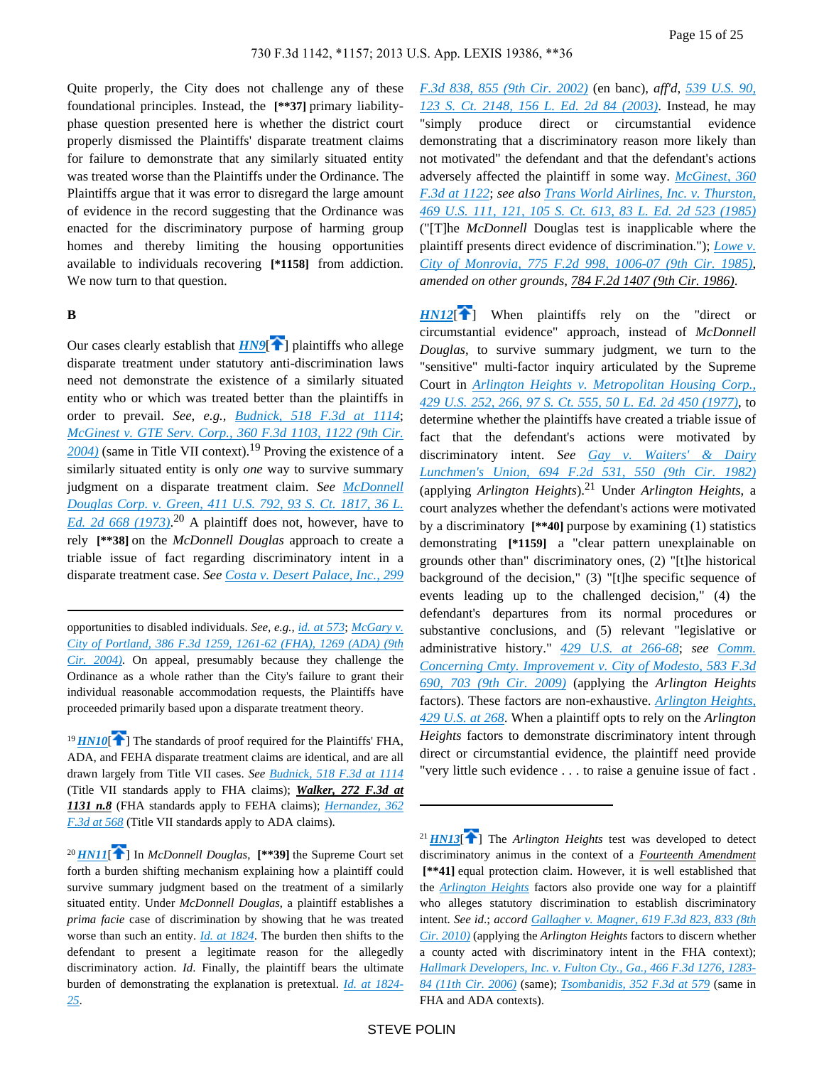Quite properly, the City does not challenge any of these foundational principles. Instead, the **[\*\*37]** primary liability-phase question presented here is whether the district court properly dismissed the Plaintiffs' disparate treatment claims for failure to demonstrate that any similarly situated entity was treated worse than the Plaintiffs under the Ordinance. The Plaintiffs argue that it was error to disregard the large amount of evidence in the record suggesting that the Ordinance was enacted for the discriminatory purpose of harming group homes and thereby limiting the housing opportunities available to individuals recovering **[\*1158]** from addiction. We now turn to that question.

**B**

Our cases clearly establish that ***HN9***[] plaintiffs who allege disparate treatment under statutory anti-discrimination laws need not demonstrate the existence of a similarly situated entity who or which was treated better than the plaintiffs in order to prevail. *See, e.g., Budnick, 518 F.3d at 1114*; *McGinest v. GTE Serv. Corp., 360 F.3d 1103, 1122 (9th Cir. 2004)* (same in Title VII context).[19] Proving the existence of a similarly situated entity is only *one* way to survive summary judgment on a disparate treatment claim. *See McDonnell Douglas Corp. v. Green, 411 U.S. 792, 93 S. Ct. 1817, 36 L. Ed. 2d 668 (1973)*.[20] A plaintiff does not, however, have to rely **[\*\*38]** on the *McDonnell Douglas* approach to create a triable issue of fact regarding discriminatory intent in a disparate treatment case. *See Costa v. Desert Palace, Inc., 299 F.3d 838, 855 (9th Cir. 2002)* (en banc), *aff'd*, *539 U.S. 90, 123 S. Ct. 2148, 156 L. Ed. 2d 84 (2003)*. Instead, he may "simply produce direct or circumstantial evidence demonstrating that a discriminatory reason more likely than not motivated" the defendant and that the defendant's actions adversely affected the plaintiff in some way. *McGinest, 360 F.3d at 1122*; *see also Trans World Airlines, Inc. v. Thurston, 469 U.S. 111, 121, 105 S. Ct. 613, 83 L. Ed. 2d 523 (1985)* ("[T]he *McDonnell* Douglas test is inapplicable where the plaintiff presents direct evidence of discrimination."); *Lowe v. City of Monrovia, 775 F.2d 998, 1006-07 (9th Cir. 1985)*, *amended on other grounds*, *784 F.2d 1407 (9th Cir. 1986)*.

***HN12***[] When plaintiffs rely on the "direct or circumstantial evidence" approach, instead of *McDonnell Douglas*, to survive summary judgment, we turn to the "sensitive" multi-factor inquiry articulated by the Supreme Court in *Arlington Heights v. Metropolitan Housing Corp., 429 U.S. 252, 266, 97 S. Ct. 555, 50 L. Ed. 2d 450 (1977)*, to determine whether the plaintiffs have created a triable issue of fact that the defendant's actions were motivated by discriminatory intent. *See Gay v. Waiters' & Dairy Lunchmen's Union, 694 F.2d 531, 550 (9th Cir. 1982)* (applying *Arlington Heights*).[21] Under *Arlington Heights*, a court analyzes whether the defendant's actions were motivated by a discriminatory **[\*\*40]** purpose by examining (1) statistics demonstrating **[\*1159]** a "clear pattern unexplainable on grounds other than" discriminatory ones, (2) "[t]he historical background of the decision," (3) "[t]he specific sequence of events leading up to the challenged decision," (4) the defendant's departures from its normal procedures or substantive conclusions, and (5) relevant "legislative or administrative history." *429 U.S. at 266-68*; *see Comm. Concerning Cmty. Improvement v. City of Modesto, 583 F.3d 690, 703 (9th Cir. 2009)* (applying the *Arlington Heights* factors). These factors are non-exhaustive. *Arlington Heights, 429 U.S. at 268*. When a plaintiff opts to rely on the *Arlington Heights* factors to demonstrate discriminatory intent through direct or circumstantial evidence, the plaintiff need provide "very little such evidence . . . to raise a genuine issue of fact .

---

opportunities to disabled individuals. *See, e.g., id. at 573*; *McGary v. City of Portland, 386 F.3d 1259, 1261-62 (FHA), 1269 (ADA) (9th Cir. 2004)*. On appeal, presumably because they challenge the Ordinance as a whole rather than the City's failure to grant their individual reasonable accommodation requests, the Plaintiffs have proceeded primarily based upon a disparate treatment theory.

[19] ***HN10***[] The standards of proof required for the Plaintiffs' FHA, ADA, and FEHA disparate treatment claims are identical, and are all drawn largely from Title VII cases. *See Budnick, 518 F.3d at 1114* (Title VII standards apply to FHA claims); ***Walker, 272 F.3d at 1131 n.8*** (FHA standards apply to FEHA claims); *Hernandez, 362 F.3d at 568* (Title VII standards apply to ADA claims).

[20] ***HN11***[] In *McDonnell Douglas*, **[\*\*39]** the Supreme Court set forth a burden shifting mechanism explaining how a plaintiff could survive summary judgment based on the treatment of a similarly situated entity. Under *McDonnell Douglas*, a plaintiff establishes a *prima facie* case of discrimination by showing that he was treated worse than such an entity. *Id. at 1824*. The burden then shifts to the defendant to present a legitimate reason for the allegedly discriminatory action. *Id.* Finally, the plaintiff bears the ultimate burden of demonstrating the explanation is pretextual. *Id. at 1824-25*.

[21] ***HN13***[] The *Arlington Heights* test was developed to detect discriminatory animus in the context of a *Fourteenth Amendment* **[\*\*41]** equal protection claim. However, it is well established that the *Arlington Heights* factors also provide one way for a plaintiff who alleges statutory discrimination to establish discriminatory intent. *See id.*; *accord Gallagher v. Magner, 619 F.3d 823, 833 (8th Cir. 2010)* (applying the *Arlington Heights* factors to discern whether a county acted with discriminatory intent in the FHA context); *Hallmark Developers, Inc. v. Fulton Cty., Ga., 466 F.3d 1276, 1283-84 (11th Cir. 2006)* (same); *Tsombanidis, 352 F.3d at 579* (same in FHA and ADA contexts).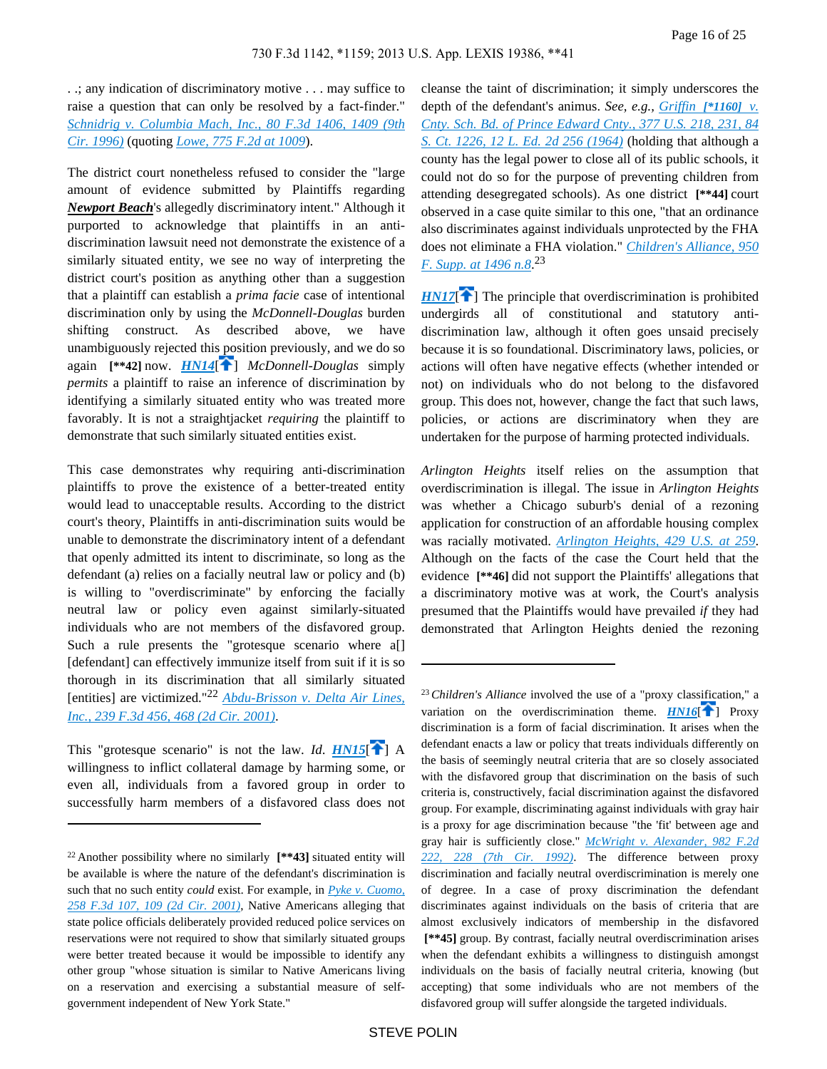. .; any indication of discriminatory motive . . . may suffice to raise a question that can only be resolved by a fact-finder." *Schnidrig v. Columbia Mach., Inc., 80 F.3d 1406, 1409 (9th Cir. 1996)* (quoting *Lowe, 775 F.2d at 1009*).

The district court nonetheless refused to consider the "large amount of evidence submitted by Plaintiffs regarding ***Newport Beach***'s allegedly discriminatory intent." Although it purported to acknowledge that plaintiffs in an anti-discrimination lawsuit need not demonstrate the existence of a similarly situated entity, we see no way of interpreting the district court's position as anything other than a suggestion that a plaintiff can establish a *prima facie* case of intentional discrimination only by using the *McDonnell-Douglas* burden shifting construct. As described above, we have unambiguously rejected this position previously, and we do so again **[\*\*42]** now. ***HN14***[] *McDonnell-Douglas* simply *permits* a plaintiff to raise an inference of discrimination by identifying a similarly situated entity who was treated more favorably. It is not a straightjacket *requiring* the plaintiff to demonstrate that such similarly situated entities exist.

This case demonstrates why requiring anti-discrimination plaintiffs to prove the existence of a better-treated entity would lead to unacceptable results. According to the district court's theory, Plaintiffs in anti-discrimination suits would be unable to demonstrate the discriminatory intent of a defendant that openly admitted its intent to discriminate, so long as the defendant (a) relies on a facially neutral law or policy and (b) is willing to "overdiscriminate" by enforcing the facially neutral law or policy even against similarly-situated individuals who are not members of the disfavored group. Such a rule presents the "grotesque scenario a[] [defendant] can effectively immunize itself from suit if it is so thorough in its discrimination that all similarly situated [entities] are victimized."[22] *Abdu-Brisson v. Delta Air Lines, Inc., 239 F.3d 456, 468 (2d Cir. 2001)*.

This "grotesque scenario" is not the law. *Id.* ***HN15***[] A willingness to inflict collateral damage by harming some, or even all, individuals from a favored group in order to successfully harm members of a disfavored class does not cleanse the taint of discrimination; it simply underscores the depth of the defendant's animus. *See, e.g., Griffin* ***[\*1160]*** *v. Cnty. Sch. Bd. of Prince Edward Cnty., 377 U.S. 218, 231, 84 S. Ct. 1226, 12 L. Ed. 2d 256 (1964)* (holding that although a county has the legal power to close all of its public schools, it could not do so for the purpose of preventing children from attending desegregated schools). As one district **[\*\*44]** court observed in a case quite similar to this one, "that an ordinance also discriminates against individuals unprotected by the FHA does not eliminate a FHA violation." *Children's Alliance, 950 F. Supp. at 1496 n.8*.[23]

***HN17***[] The principle that overdiscrimination is prohibited undergirds all of constitutional and statutory anti-discrimination law, although it often goes unsaid precisely because it is so foundational. Discriminatory laws, policies, or actions will often have negative effects (whether intended or not) on individuals who do not belong to the disfavored group. This does not, however, change the fact that such laws, policies, or actions are discriminatory when they are undertaken for the purpose of harming protected individuals.

*Arlington Heights* itself relies on the assumption that overdiscrimination is illegal. The issue in *Arlington Heights* was whether a Chicago suburb's denial of a rezoning application for construction of an affordable housing complex was racially motivated. *Arlington Heights, 429 U.S. at 259*. Although on the facts of the case the Court held that the evidence **[\*\*46]** did not support the Plaintiffs' allegations that a discriminatory motive was at work, the Court's analysis presumed that the Plaintiffs would have prevailed *if* they had demonstrated that Arlington Heights denied the rezoning

---

[22] Another possibility where no similarly **[\*\*43]** situated entity will be available is where the nature of the defendant's discrimination is such that no such entity *could* exist. For example, in *Pyke v. Cuomo, 258 F.3d 107, 109 (2d Cir. 2001)*, Native Americans alleging that state police officials deliberately provided reduced police services on reservations were not required to show that similarly situated groups were better treated because it would be impossible to identify any other group "whose situation is similar to Native Americans living on a reservation and exercising a substantial measure of self-government independent of New York State."

[23] *Children's Alliance* involved the use of a "proxy classification," a variation on the overdiscrimination theme. ***HN16***[] Proxy discrimination is a form of facial discrimination. It arises when the defendant enacts a law or policy that treats individuals differently on the basis of seemingly neutral criteria that are so closely associated with the disfavored group that discrimination on the basis of such criteria is, constructively, facial discrimination against the disfavored group. For example, discriminating against individuals with gray hair is a proxy for age discrimination because "the 'fit' between age and gray hair is sufficiently close." *McWright v. Alexander, 982 F.2d 222, 228 (7th Cir. 1992)*. The difference between proxy discrimination and facially neutral overdiscrimination is merely one of degree. In a case of proxy discrimination the defendant discriminates against individuals on the basis of criteria that are almost exclusively indicators of membership in the disfavored **[\*\*45]** group. By contrast, facially neutral overdiscrimination arises when the defendant exhibits a willingness to distinguish amongst individuals on the basis of facially neutral criteria, knowing (but accepting) that some individuals who are not members of the disfavored group will suffer alongside the targeted individuals.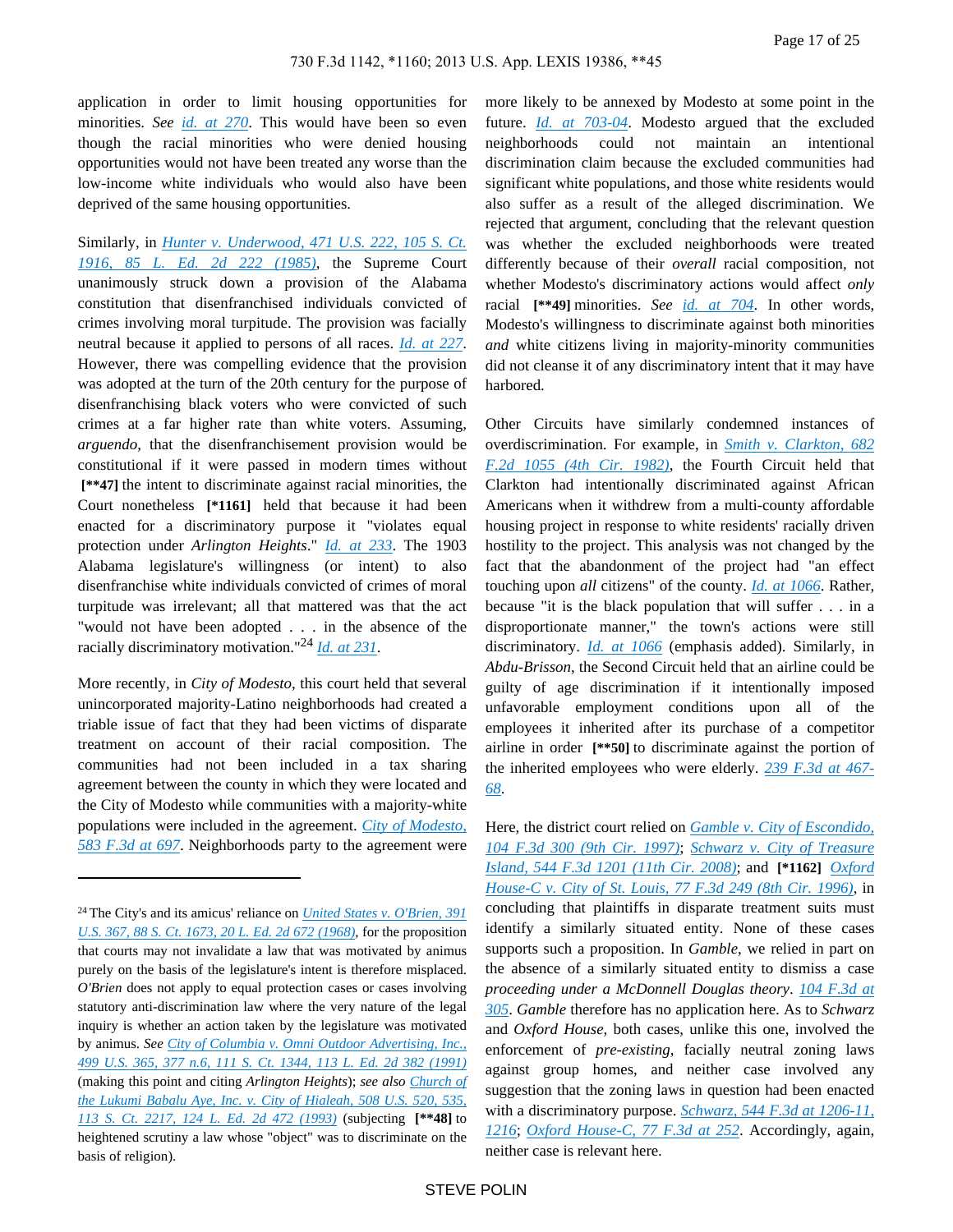application in order to limit housing opportunities for minorities. *See id. at 270*. This would have been so even though the racial minorities who were denied housing opportunities would not have been treated any worse than the low-income white individuals who would also have been deprived of the same housing opportunities.

Similarly, in *Hunter v. Underwood, 471 U.S. 222, 105 S. Ct. 1916, 85 L. Ed. 2d 222 (1985)*, the Supreme Court unanimously struck down a provision of the Alabama constitution that disenfranchised individuals convicted of crimes involving moral turpitude. The provision was facially neutral because it applied to persons of all races. *Id. at 227*. However, there was compelling evidence that the provision was adopted at the turn of the 20th century for the purpose of disenfranchising black voters who were convicted of such crimes at a far higher rate than white voters. Assuming, *arguendo*, that the disenfranchisement provision would be constitutional if it were passed in modern times without **[\*\*47]** the intent to discriminate against racial minorities, the Court nonetheless **[\*1161]** held that because it had been enacted for a discriminatory purpose it "violates equal protection under *Arlington Heights*." *Id. at 233*. The 1903 Alabama legislature's willingness (or intent) to also disenfranchise white individuals convicted of crimes of moral turpitude was irrelevant; all that mattered was that the act "would not have been adopted . . . in the absence of the racially discriminatory motivation."[24] *Id. at 231*.

More recently, in *City of Modesto*, this court held that several unincorporated majority-Latino neighborhoods had created a triable issue of fact that they had been victims of disparate treatment on account of their racial composition. The communities had not been included in a tax sharing agreement between the county in which they were located and the City of Modesto while communities with a majority-white populations were included in the agreement. *City of Modesto, 583 F.3d at 697*. Neighborhoods party to the agreement were more likely to be annexed by Modesto at some point in the future. *Id. at 703-04*. Modesto argued that the excluded neighborhoods could not maintain an intentional discrimination claim because the excluded communities had significant white populations, and those white residents would also suffer as a result of the alleged discrimination. We rejected that argument, concluding that the relevant question was whether the excluded neighborhoods were treated differently because of their *overall* racial composition, not whether Modesto's discriminatory actions would affect *only* racial **[\*\*49]** minorities. *See id. at 704*. In other words, Modesto's willingness to discriminate against both minorities *and* white citizens living in majority-minority communities did not cleanse it of any discriminatory intent that it may have harbored.

Other Circuits have similarly condemned instances of overdiscrimination. For example, in *Smith v. Clarkton, 682 F.2d 1055 (4th Cir. 1982)*, the Fourth Circuit held that Clarkton had intentionally discriminated against African Americans when it withdrew from a multi-county affordable housing project in response to white residents' racially driven hostility to the project. This analysis was not changed by the fact that the abandonment of the project had "an effect touching upon *all* citizens" of the county. *Id. at 1066*. Rather, because "it is the black population that will suffer . . . in a disproportionate manner," the town's actions were still discriminatory. *Id. at 1066* (emphasis added). Similarly, in *Abdu-Brisson*, the Second Circuit held that an airline could be guilty of age discrimination if it intentionally imposed unfavorable employment conditions upon all of the employees it inherited after its purchase of a competitor airline in order **[\*\*50]** to discriminate against the portion of the inherited employees who were elderly. *239 F.3d at 467-68*.

Here, the district court relied on *Gamble v. City of Escondido, 104 F.3d 300 (9th Cir. 1997)*; *Schwarz v. City of Treasure Island, 544 F.3d 1201 (11th Cir. 2008)*; and **[\*1162]** *Oxford House-C v. City of St. Louis, 77 F.3d 249 (8th Cir. 1996)*, in concluding that plaintiffs in disparate treatment suits must identify a similarly situated entity. None of these cases supports such a proposition. In *Gamble*, we relied in part on the absence of a similarly situated entity to dismiss a case *proceeding under a McDonnell Douglas theory*. *104 F.3d at 305*. *Gamble* therefore has no application here. As to *Schwarz* and *Oxford House*, both cases, unlike this one, involved the enforcement of *pre-existing*, facially neutral zoning laws against group homes, and neither case involved any suggestion that the zoning laws in question had been enacted with a discriminatory purpose. *Schwarz, 544 F.3d at 1206-11, 1216*; *Oxford House-C, 77 F.3d at 252*. Accordingly, again, neither case is relevant here.

---

[24] The City's and its amicus' reliance on *United States v. O'Brien, 391 U.S. 367, 88 S. Ct. 1673, 20 L. Ed. 2d 672 (1968)*, for the proposition that courts may not invalidate a law that was motivated by animus purely on the basis of the legislature's intent is therefore misplaced. *O'Brien* does not apply to equal protection cases or cases involving statutory anti-discrimination law where the very nature of the legal inquiry is whether an action taken by the legislature was motivated by animus. *See City of Columbia v. Omni Outdoor Advertising, Inc., 499 U.S. 365, 377 n.6, 111 S. Ct. 1344, 113 L. Ed. 2d 382 (1991)* (making this point and citing *Arlington Heights*); *see also Church of the Lukumi Babalu Aye, Inc. v. City of Hialeah, 508 U.S. 520, 535, 113 S. Ct. 2217, 124 L. Ed. 2d 472 (1993)* (subjecting **[\*\*48]** to heightened scrutiny a law whose "object" was to discriminate on the basis of religion).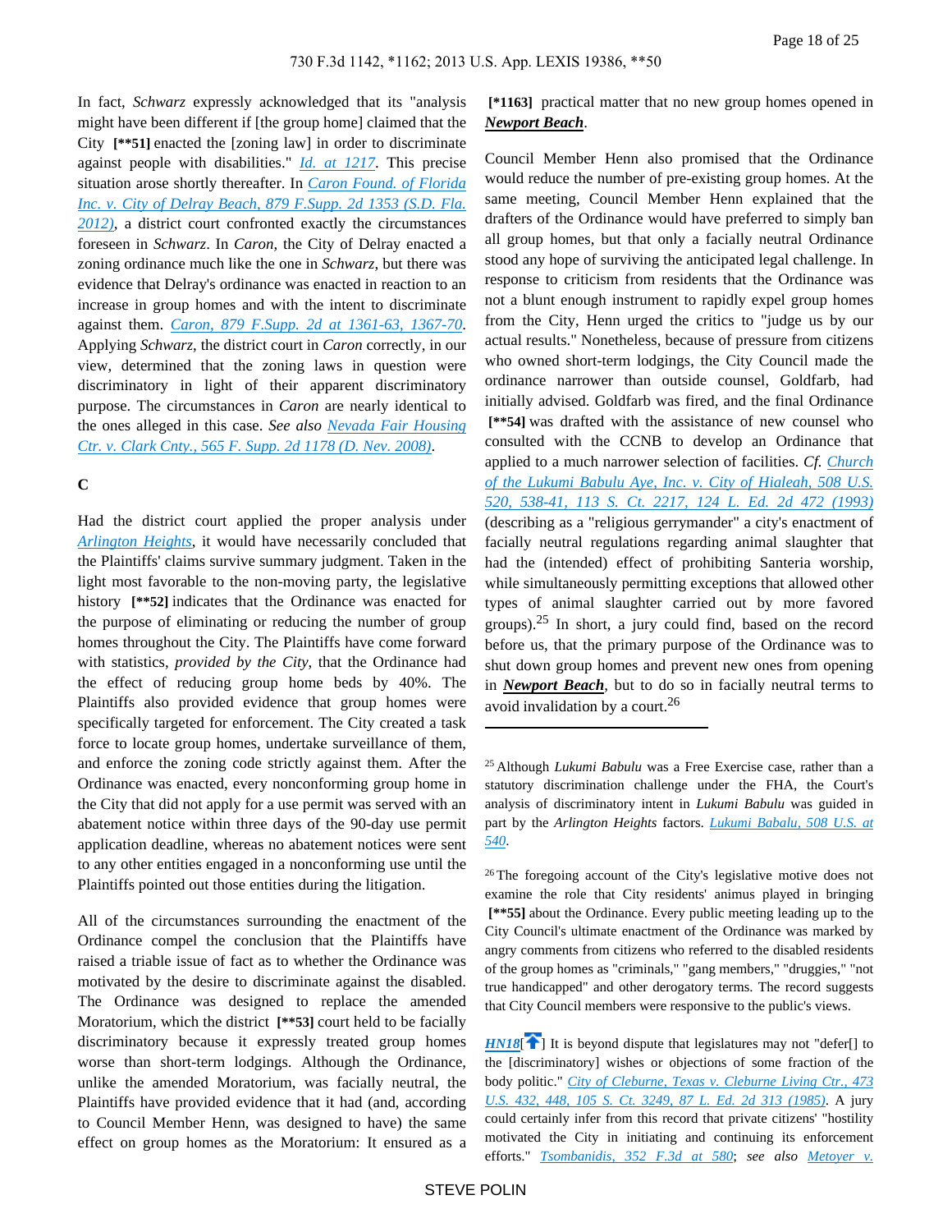In fact, *Schwarz* expressly acknowledged that its "analysis might have been different if [the group home] claimed that the City **[**51]** enacted the [zoning law] in order to discriminate against people with disabilities." *Id. at 1217*. This precise situation arose shortly thereafter. In *Caron Found. of Florida Inc. v. City of Delray Beach, 879 F.Supp. 2d 1353 (S.D. Fla. 2012)*, a district court confronted exactly the circumstances foreseen in *Schwarz*. In *Caron*, the City of Delray enacted a zoning ordinance much like the one in *Schwarz*, but there was evidence that Delray's ordinance was enacted in reaction to an increase in group homes and with the intent to discriminate against them. *Caron, 879 F.Supp. 2d at 1361-63, 1367-70*. Applying *Schwarz*, the district court in *Caron* correctly, in our view, determined that the zoning laws in question were discriminatory in light of their apparent discriminatory purpose. The circumstances in *Caron* are nearly identical to the ones alleged in this case. *See also Nevada Fair Housing Ctr. v. Clark Cnty., 565 F. Supp. 2d 1178 (D. Nev. 2008)*.

### C

Had the district court applied the proper analysis under *Arlington Heights*, it would have necessarily concluded that the Plaintiffs' claims survive summary judgment. Taken in the light most favorable to the non-moving party, the legislative history **[**52]** indicates that the Ordinance was enacted for the purpose of eliminating or reducing the number of group homes throughout the City. The Plaintiffs have come forward with statistics, *provided by the City*, that the Ordinance had the effect of reducing group home beds by 40%. The Plaintiffs also provided evidence that group homes were specifically targeted for enforcement. The City created a task force to locate group homes, undertake surveillance of them, and enforce the zoning code strictly against them. After the Ordinance was enacted, every nonconforming group home in the City that did not apply for a use permit was served with an abatement notice within three days of the 90-day use permit application deadline, whereas no abatement notices were sent to any other entities engaged in a nonconforming use until the Plaintiffs pointed out those entities during the litigation.

All of the circumstances surrounding the enactment of the Ordinance compel the conclusion that the Plaintiffs have raised a triable issue of fact as to whether the Ordinance was motivated by the desire to discriminate against the disabled. The Ordinance was designed to replace the amended Moratorium, which the district **[**53]** court held to be facially discriminatory because it expressly treated group homes worse than short-term lodgings. Although the Ordinance, unlike the amended Moratorium, was facially neutral, the Plaintiffs have provided evidence that it had (and, according to Council Member Henn, was designed to have) the same effect on group homes as the Moratorium: It ensured as a **[*1163]** practical matter that no new group homes opened in ***Newport Beach***.

Council Member Henn also promised that the Ordinance would reduce the number of pre-existing group homes. At the same meeting, Council Member Henn explained that the drafters of the Ordinance would have preferred to simply ban all group homes, but that only a facially neutral Ordinance stood any hope of surviving the anticipated legal challenge. In response to criticism from residents that the Ordinance was not a blunt enough instrument to rapidly expel group homes from the City, Henn urged the critics to "judge us by our actual results." Nonetheless, because of pressure from citizens who owned short-term lodgings, the City Council made the ordinance narrower than outside counsel, Goldfarb, had initially advised. Goldfarb was fired, and the final Ordinance **[**54]** was drafted with the assistance of new counsel who consulted with the CCNB to develop an Ordinance that applied to a much narrower selection of facilities. *Cf. Church of the Lukumi Babulu Aye, Inc. v. City of Hialeah, 508 U.S. 520, 538-41, 113 S. Ct. 2217, 124 L. Ed. 2d 472 (1993)* (describing as a "religious gerrymander" a city's enactment of facially neutral regulations regarding animal slaughter that had the (intended) effect of prohibiting Santeria worship, while simultaneously permitting exceptions that allowed other types of animal slaughter carried out by more favored groups).[25] In short, a jury could find, based on the record before us, that the primary purpose of the Ordinance was to shut down group homes and prevent new ones from opening in ***Newport Beach***, but to do so in facially neutral terms to avoid invalidation by a court.[26]

---

[25] Although *Lukumi Babulu* was a Free Exercise case, rather than a statutory discrimination challenge under the FHA, the Court's analysis of discriminatory intent in *Lukumi Babulu* was guided in part by the *Arlington Heights* factors. *Lukumi Babalu, 508 U.S. at 540*.

[26] The foregoing account of the City's legislative motive does not examine the role that City residents' animus played in bringing **[**55]** about the Ordinance. Every public meeting leading up to the City Council's ultimate enactment of the Ordinance was marked by angry comments from citizens who referred to the disabled residents of the group homes as "criminals," "gang members," "druggies," "not true handicapped" and other derogatory terms. The record suggests that City Council members were responsive to the public's views.

***HN18*** It is beyond dispute that legislatures may not "defer[] to the [discriminatory] wishes or objections of some fraction of the body politic." *City of Cleburne, Texas v. Cleburne Living Ctr., 473 U.S. 432, 448, 105 S. Ct. 3249, 87 L. Ed. 2d 313 (1985)*. A jury could certainly infer from this record that private citizens' "hostility motivated the City in initiating and continuing its enforcement efforts." *Tsombanidis, 352 F.3d at 580*; *see also Metoyer v.*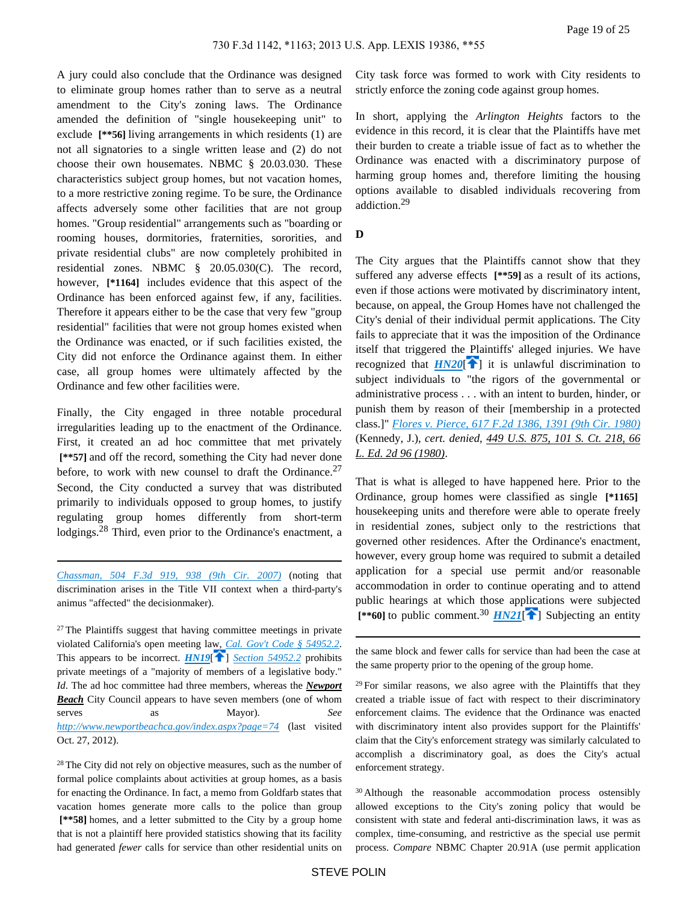A jury could also conclude that the Ordinance was designed to eliminate group homes rather than to serve as a neutral amendment to the City's zoning laws. The Ordinance amended the definition of "single housekeeping unit" to exclude **[\*\*56]** living arrangements in which residents (1) are not all signatories to a single written lease and (2) do not choose their own housemates. NBMC § 20.03.030. These characteristics subject group homes, but not vacation homes, to a more restrictive zoning regime. To be sure, the Ordinance affects adversely some other facilities that are not group homes. "Group residential" arrangements such as "boarding or rooming houses, dormitories, fraternities, sororities, and private residential clubs" are now completely prohibited in residential zones. NBMC § 20.05.030(C). The record, however, **[\*1164]** includes evidence that this aspect of the Ordinance has been enforced against few, if any, facilities. Therefore it appears either to be the case that very few "group residential" facilities that were not group homes existed when the Ordinance was enacted, or if such facilities existed, the City did not enforce the Ordinance against them. In either case, all group homes were ultimately affected by the Ordinance and few other facilities were.

Finally, the City engaged in three notable procedural irregularities leading up to the enactment of the Ordinance. First, it created an ad hoc committee that met privately **[\*\*57]** and off the record, something the City had never done before, to work with new counsel to draft the Ordinance.[27] Second, the City conducted a survey that was distributed primarily to individuals opposed to group homes, to justify regulating group homes differently from short-term lodgings.[28] Third, even prior to the Ordinance's enactment, a City task force was formed to work with City residents to strictly enforce the zoning code against group homes.

In short, applying the *Arlington Heights* factors to the evidence in this record, it is clear that the Plaintiffs have met their burden to create a triable issue of fact as to whether the Ordinance was enacted with a discriminatory purpose of harming group homes and, therefore limiting the housing options available to disabled individuals recovering from addiction.[29]

**D**

The City argues that the Plaintiffs cannot show that they suffered any adverse effects **[\*\*59]** as a result of its actions, even if those actions were motivated by discriminatory intent, because, on appeal, the Group Homes have not challenged the City's denial of their individual permit applications. The City fails to appreciate that it was the imposition of the Ordinance itself that triggered the Plaintiffs' alleged injuries. We have recognized that ***HN20*** it is unlawful discrimination to subject individuals to "the rigors of the governmental or administrative process . . . with an intent to burden, hinder, or punish them by reason of their [membership in a protected class]." *Flores v. Pierce, 617 F.2d 1386, 1391 (9th Cir. 1980)* (Kennedy, J.), *cert. denied*, 449 U.S. 875, 101 S. Ct. 218, 66 L. Ed. 2d 96 (1980).

That is what is alleged to have happened here. Prior to the Ordinance, group homes were classified as single **[\*1165]** housekeeping units and therefore were able to operate freely in residential zones, subject only to the restrictions that governed other residences. After the Ordinance's enactment, however, every group home was required to submit a detailed application for a special use permit and/or reasonable accommodation in order to continue operating and to attend public hearings at which those applications were subjected **[\*\*60]** to public comment.[30] ***HN21*** Subjecting an entity

---

*Chassman, 504 F.3d 919, 938 (9th Cir. 2007)* (noting that discrimination arises in the Title VII context when a third-party's animus "affected" the decisionmaker).

[27] The Plaintiffs suggest that having committee meetings in private violated California's open meeting law, *Cal. Gov't Code § 54952.2*. This appears to be incorrect. ***HN19*** *Section 54952.2* prohibits private meetings of a "majority of members of a legislative body." *Id*. The ad hoc committee had three members, whereas the ***Newport Beach*** City Council appears to have seven members (one of whom serves as Mayor). *See* *http://www.newportbeachca.gov/index.aspx?page=74* (last visited Oct. 27, 2012).

[28] The City did not rely on objective measures, such as the number of formal police complaints about activities at group homes, as a basis for enacting the Ordinance. In fact, a memo from Goldfarb states that vacation homes generate more calls to the police than group **[\*\*58]** homes, and a letter submitted to the City by a group home that is not a plaintiff here provided statistics showing that its facility had generated *fewer* calls for service than other residential units on the same block and fewer calls for service than had been the case at the same property prior to the opening of the group home.

[29] For similar reasons, we also agree with the Plaintiffs that they created a triable issue of fact with respect to their discriminatory enforcement claims. The evidence that the Ordinance was enacted with discriminatory intent also provides support for the Plaintiffs' claim that the City's enforcement strategy was similarly calculated to accomplish a discriminatory goal, as does the City's actual enforcement strategy.

[30] Although the reasonable accommodation process ostensibly allowed exceptions to the City's zoning policy that would be consistent with state and federal anti-discrimination laws, it was as complex, time-consuming, and restrictive as the special use permit process. *Compare* NBMC Chapter 20.91A (use permit application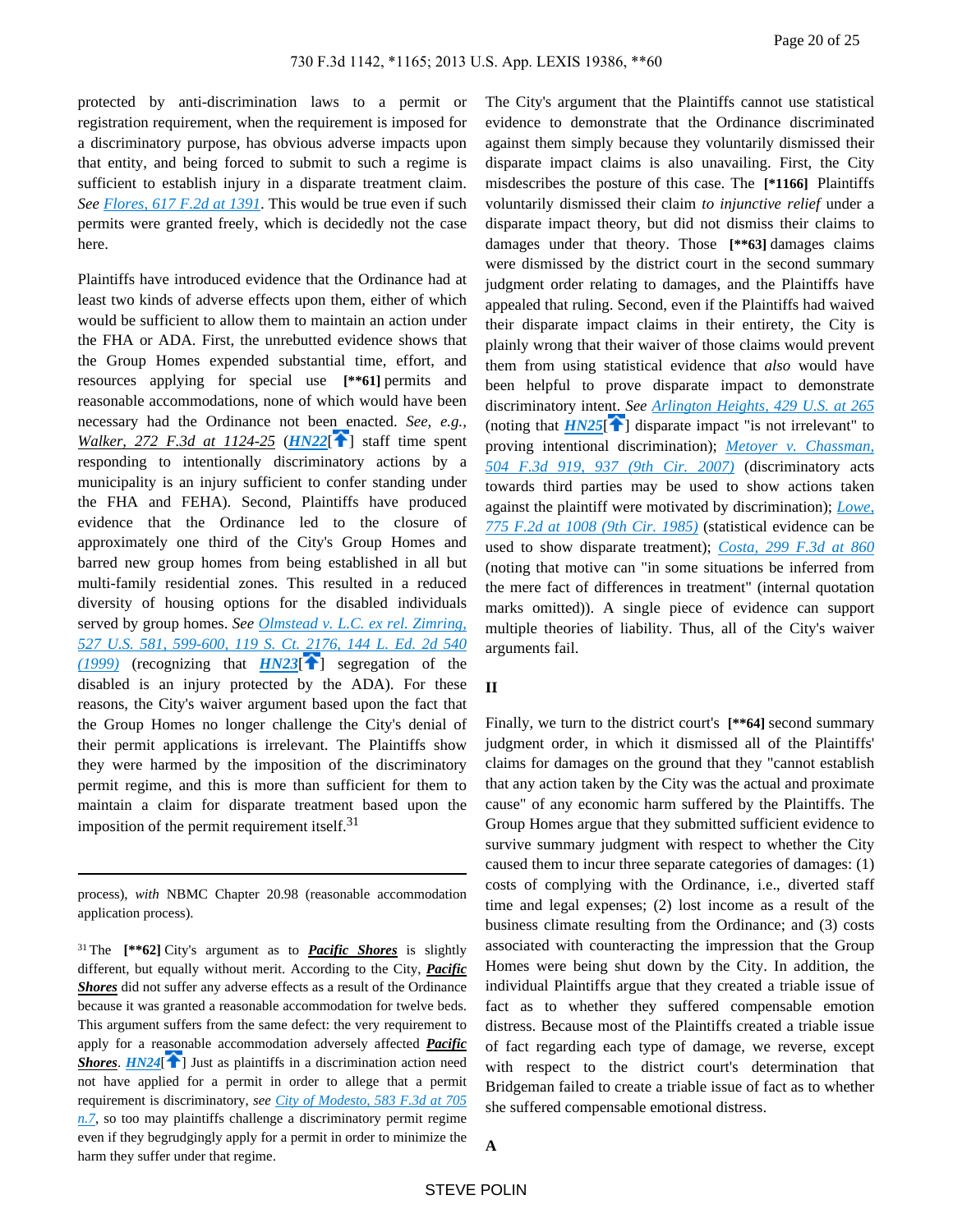protected by anti-discrimination laws to a permit or registration requirement, when the requirement is imposed for a discriminatory purpose, has obvious adverse impacts upon that entity, and being forced to submit to such a regime is sufficient to establish injury in a disparate treatment claim. *See* Flores, 617 F.2d at 1391. This would be true even if such permits were granted freely, which is decidedly not the case here.

Plaintiffs have introduced evidence that the Ordinance had at least two kinds of adverse effects upon them, either of which would be sufficient to allow them to maintain an action under the FHA or ADA. First, the unrebutted evidence shows that the Group Homes expended substantial time, effort, and resources applying for special use **[\*\*61]** permits and reasonable accommodations, none of which would have been necessary had the Ordinance not been enacted. *See, e.g.*, *Walker, 272 F.3d at 1124-25* (**HN22**[🡅] staff time spent responding to intentionally discriminatory actions by a municipality is an injury sufficient to confer standing under the FHA and FEHA). Second, Plaintiffs have produced evidence that the Ordinance led to the closure of approximately one third of the City's Group Homes and barred new group homes from being established in all but multi-family residential zones. This resulted in a reduced diversity of housing options for the disabled individuals served by group homes. *See* Olmstead v. L.C. ex rel. Zimring, 527 U.S. 581, 599-600, 119 S. Ct. 2176, 144 L. Ed. 2d 540 (1999) (recognizing that **HN23**[🡅] segregation of the disabled is an injury protected by the ADA). For these reasons, the City's waiver argument based upon the fact that the Group Homes no longer challenge the City's denial of their permit applications is irrelevant. The Plaintiffs show they were harmed by the imposition of the discriminatory permit regime, and this is more than sufficient for them to maintain a claim for disparate treatment based upon the imposition of the permit requirement itself.[31]

The City's argument that the Plaintiffs cannot use statistical evidence to demonstrate that the Ordinance discriminated against them simply because they voluntarily dismissed their disparate impact claims is also unavailing. First, the City misdescribes the posture of this case. The **[\*1166]** Plaintiffs voluntarily dismissed their claim *to injunctive relief* under a disparate impact theory, but did not dismiss their claims to damages under that theory. Those **[\*\*63]** damages claims were dismissed by the district court in the second summary judgment order relating to damages, and the Plaintiffs have appealed that ruling. Second, even if the Plaintiffs had waived their disparate impact claims in their entirety, the City is plainly wrong that their waiver of those claims would prevent them from using statistical evidence that *also* would have been helpful to prove disparate impact to demonstrate discriminatory intent. *See* Arlington Heights, 429 U.S. at 265 (noting that **HN25**[🡅] disparate impact "is not irrelevant" to proving intentional discrimination); Metoyer v. Chassman, 504 F.3d 919, 937 (9th Cir. 2007) (discriminatory acts towards third parties may be used to show actions taken against the plaintiff were motivated by discrimination); Lowe, 775 F.2d at 1008 (9th Cir. 1985) (statistical evidence can be used to show disparate treatment); Costa, 299 F.3d at 860 (noting that motive can "in some situations be inferred from the mere fact of differences in treatment" (internal quotation marks omitted)). A single piece of evidence can support multiple theories of liability. Thus, all of the City's waiver arguments fail.

## II

Finally, we turn to the district court's **[\*\*64]** second summary judgment order, in which it dismissed all of the Plaintiffs' claims for damages on the ground that they "cannot establish that any action taken by the City was the actual and proximate cause" of any economic harm suffered by the Plaintiffs. The Group Homes argue that they submitted sufficient evidence to survive summary judgment with respect to whether the City caused them to incur three separate categories of damages: (1) costs of complying with the Ordinance, i.e., diverted staff time and legal expenses; (2) lost income as a result of the business climate resulting from the Ordinance; and (3) costs associated with counteracting the impression that the Group Homes were being shut down by the City. In addition, the individual Plaintiffs argue that they created a triable issue of fact as to whether they suffered compensable emotion distress. Because most of the Plaintiffs created a triable issue of fact regarding each type of damage, we reverse, except with respect to the district court's determination that Bridgeman failed to create a triable issue of fact as to whether she suffered compensable emotional distress.

### A

---

process), *with* NBMC Chapter 20.98 (reasonable accommodation application process).

[31] The **[\*\*62]** City's argument as to ***Pacific Shores*** is slightly different, but equally without merit. According to the City, ***Pacific Shores*** did not suffer any adverse effects as a result of the Ordinance because it was granted a reasonable accommodation for twelve beds. This argument suffers from the same defect: the very requirement to apply for a reasonable accommodation adversely affected ***Pacific Shores***. **HN24**[🡅] Just as plaintiffs in a discrimination action need not have applied for a permit in order to allege that a permit requirement is discriminatory, *see* City of Modesto, 583 F.3d at 705 n.7, so too may plaintiffs challenge a discriminatory permit regime even if they begrudgingly apply for a permit in order to minimize the harm they suffer under that regime.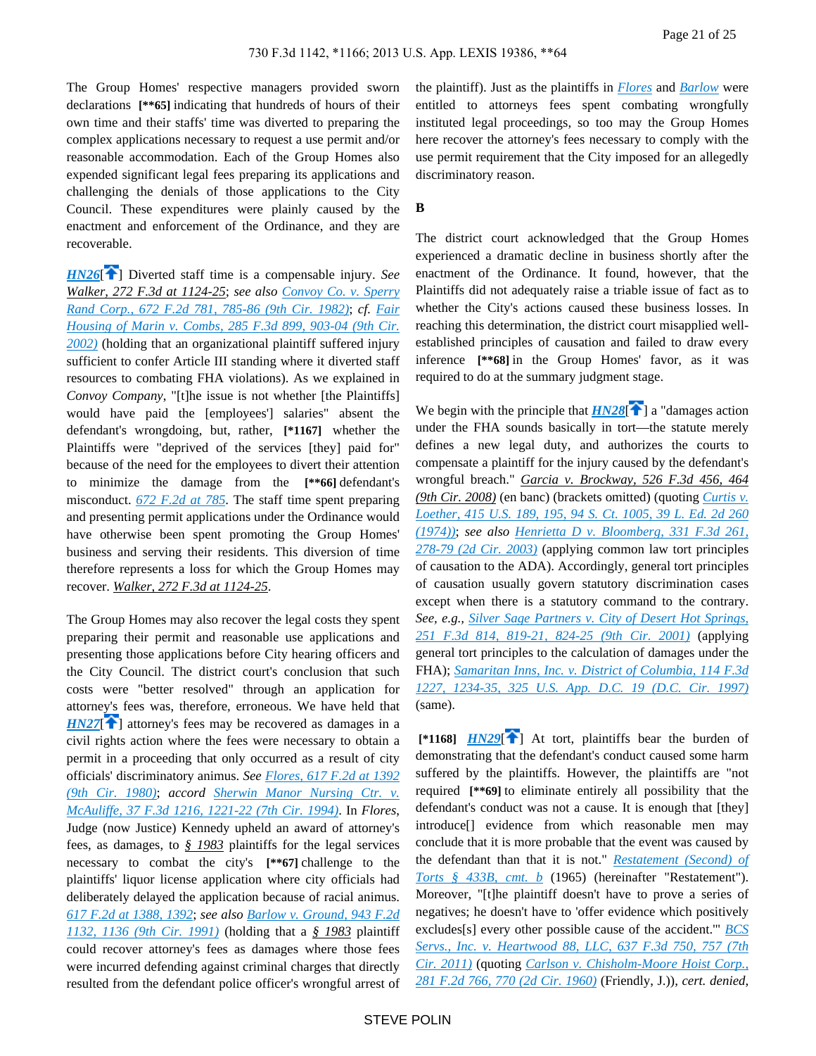The Group Homes' respective managers provided sworn declarations [**65] indicating that hundreds of hours of their own time and their staffs' time was diverted to preparing the complex applications necessary to request a use permit and/or reasonable accommodation. Each of the Group Homes also expended significant legal fees preparing its applications and challenging the denials of those applications to the City Council. These expenditures were plainly caused by the enactment and enforcement of the Ordinance, and they are recoverable.

**HN26**[↑] Diverted staff time is a compensable injury. *See* Walker, 272 F.3d at 1124-25; *see also* Convoy Co. v. Sperry Rand Corp., 672 F.2d 781, 785-86 (9th Cir. 1982); *cf.* Fair Housing of Marin v. Combs, 285 F.3d 899, 903-04 (9th Cir. 2002) (holding that an organizational plaintiff suffered injury sufficient to confer Article III standing where it diverted staff resources to combating FHA violations). As we explained in *Convoy Company*, "[t]he issue is not whether [the Plaintiffs] would have paid the [employees'] salaries" absent the defendant's wrongdoing, but, rather, [*1167] whether the Plaintiffs were "deprived of the services [they] paid for" because of the need for the employees to divert their attention to minimize the damage from the [**66] defendant's misconduct. 672 F.2d at 785. The staff time spent preparing and presenting permit applications under the Ordinance would have otherwise been spent promoting the Group Homes' business and serving their residents. This diversion of time therefore represents a loss for which the Group Homes may recover. Walker, 272 F.3d at 1124-25.

The Group Homes may also recover the legal costs they spent preparing their permit and reasonable use applications and presenting those applications before City hearing officers and the City Council. The district court's conclusion that such costs were "better resolved" through an application for attorney's fees was, therefore, erroneous. We have held that **HN27**[↑] attorney's fees may be recovered as damages in a civil rights action where the fees were necessary to obtain a permit in a proceeding that only occurred as a result of city officials' discriminatory animus. *See* Flores, 617 F.2d at 1392 (9th Cir. 1980); *accord* Sherwin Manor Nursing Ctr. v. McAuliffe, 37 F.3d 1216, 1221-22 (7th Cir. 1994). In *Flores*, Judge (now Justice) Kennedy upheld an award of attorney's fees, as damages, to § 1983 plaintiffs for the legal services necessary to combat the city's [**67] challenge to the plaintiffs' liquor license application where city officials had deliberately delayed the application because of racial animus. 617 F.2d at 1388, 1392; *see also* Barlow v. Ground, 943 F.2d 1132, 1136 (9th Cir. 1991) (holding that a § 1983 plaintiff could recover attorney's fees as damages where those fees were incurred defending against criminal charges that directly resulted from the defendant police officer's wrongful arrest of the plaintiff). Just as the plaintiffs in Flores and Barlow were entitled to attorneys fees spent combating wrongfully instituted legal proceedings, so too may the Group Homes here recover the attorney's fees necessary to comply with the use permit requirement that the City imposed for an allegedly discriminatory reason.

**B**

The district court acknowledged that the Group Homes experienced a dramatic decline in business shortly after the enactment of the Ordinance. It found, however, that the Plaintiffs did not adequately raise a triable issue of fact as to whether the City's actions caused these business losses. In reaching this determination, the district court misapplied well-established principles of causation and failed to draw every inference [**68] in the Group Homes' favor, as it was required to do at the summary judgment stage.

We begin with the principle that **HN28**[↑] a "damages action under the FHA sounds basically in tort—the statute merely defines a new legal duty, and authorizes the courts to compensate a plaintiff for the injury caused by the defendant's wrongful breach." Garcia v. Brockway, 526 F.3d 456, 464 (9th Cir. 2008) (en banc) (brackets omitted) (quoting Curtis v. Loether, 415 U.S. 189, 195, 94 S. Ct. 1005, 39 L. Ed. 2d 260 (1974)); *see also* Henrietta D v. Bloomberg, 331 F.3d 261, 278-79 (2d Cir. 2003) (applying common law tort principles of causation to the ADA). Accordingly, general tort principles of causation usually govern statutory discrimination cases except when there is a statutory command to the contrary. *See, e.g.,* Silver Sage Partners v. City of Desert Hot Springs, 251 F.3d 814, 819-21, 824-25 (9th Cir. 2001) (applying general tort principles to the calculation of damages under the FHA); Samaritan Inns, Inc. v. District of Columbia, 114 F.3d 1227, 1234-35, 325 U.S. App. D.C. 19 (D.C. Cir. 1997) (same).

[*1168] **HN29**[↑] At tort, plaintiffs bear the burden of demonstrating that the defendant's conduct caused some harm suffered by the plaintiffs. However, the plaintiffs are "not required [**69] to eliminate entirely all possibility that the defendant's conduct was not a cause. It is enough that [they] introduce[] evidence from which reasonable men may conclude that it is more probable that the event was caused by the defendant than that it is not." Restatement (Second) of Torts § 433B, cmt. b (1965) (hereinafter "Restatement"). Moreover, "[t]he plaintiff doesn't have to prove a series of negatives; he doesn't have to 'offer evidence which positively exclude[s] every other possible cause of the accident.'" BCS Servs., Inc. v. Heartwood 88, LLC, 637 F.3d 750, 757 (7th Cir. 2011) (quoting Carlson v. Chisholm-Moore Hoist Corp., 281 F.2d 766, 770 (2d Cir. 1960) (Friendly, J.)), *cert. denied*,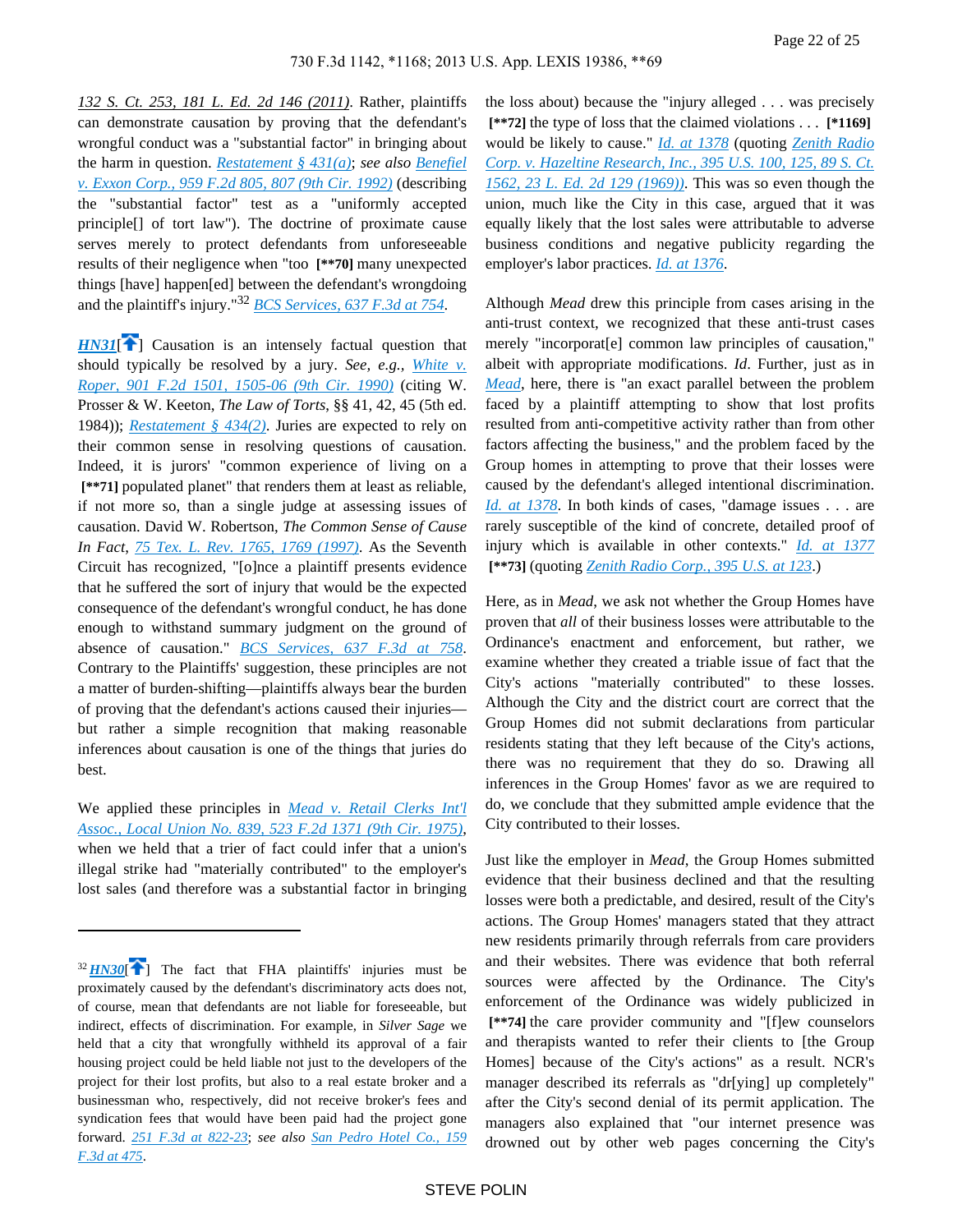132 S. Ct. 253, 181 L. Ed. 2d 146 (2011). Rather, plaintiffs can demonstrate causation by proving that the defendant's wrongful conduct was a "substantial factor" in bringing about the harm in question. Restatement § 431(a); *see also* Benefiel v. Exxon Corp., 959 F.2d 805, 807 (9th Cir. 1992) (describing the "substantial factor" test as a "uniformly accepted principle[] of tort law"). The doctrine of proximate cause serves merely to protect defendants from unforeseeable results of their negligence when "too **[\*\*70]** many unexpected things [have] happen[ed] between the defendant's wrongdoing and the plaintiff's injury."[32] BCS Services, 637 F.3d at 754.

***HN31***[] Causation is an intensely factual question that should typically be resolved by a jury. *See, e.g.,* White v. Roper, 901 F.2d 1501, 1505-06 (9th Cir. 1990) (citing W. Prosser & W. Keeton, *The Law of Torts*, §§ 41, 42, 45 (5th ed. 1984)); Restatement § 434(2). Juries are expected to rely on their common sense in resolving questions of causation. Indeed, it is jurors' "common experience of living on a **[\*\*71]** populated planet" that renders them at least as reliable, if not more so, than a single judge at assessing issues of causation. David W. Robertson, *The Common Sense of Cause In Fact*, 75 Tex. L. Rev. 1765, 1769 (1997). As the Seventh Circuit has recognized, "[o]nce a plaintiff presents evidence that he suffered the sort of injury that would be the expected consequence of the defendant's wrongful conduct, he has done enough to withstand summary judgment on the ground of absence of causation." BCS Services, 637 F.3d at 758. Contrary to the Plaintiffs' suggestion, these principles are not a matter of burden-shifting—plaintiffs always bear the burden of proving that the defendant's actions caused their injuries—but rather a simple recognition that making reasonable inferences about causation is one of the things that juries do best.

We applied these principles in Mead v. Retail Clerks Int'l Assoc., Local Union No. 839, 523 F.2d 1371 (9th Cir. 1975), when we held that a trier of fact could infer that a union's illegal strike had "materially contributed" to the employer's lost sales (and therefore was a substantial factor in bringing the loss about) because the "injury alleged . . . was precisely **[\*\*72]** the type of loss that the claimed violations . . . **[\*1169]** would be likely to cause." Id. at 1378 (quoting Zenith Radio Corp. v. Hazeltine Research, Inc., 395 U.S. 100, 125, 89 S. Ct. 1562, 23 L. Ed. 2d 129 (1969)). This was so even though the union, much like the City in this case, argued that it was equally likely that the lost sales were attributable to adverse business conditions and negative publicity regarding the employer's labor practices. Id. at 1376.

Although *Mead* drew this principle from cases arising in the anti-trust context, we recognized that these anti-trust cases merely "incorporat[e] common law principles of causation," albeit with appropriate modifications. *Id*. Further, just as in *Mead*, here, there is "an exact parallel between the problem faced by a plaintiff attempting to show that lost profits resulted from anti-competitive activity rather than from other factors affecting the business," and the problem faced by the Group homes in attempting to prove that their losses were caused by the defendant's alleged intentional discrimination. Id. at 1378. In both kinds of cases, "damage issues . . . are rarely susceptible of the kind of concrete, detailed proof of injury which is available in other contexts." Id. at 1377 **[\*\*73]** (quoting Zenith Radio Corp., 395 U.S. at 123.)

Here, as in *Mead*, we ask not whether the Group Homes have proven that *all* of their business losses were attributable to the Ordinance's enactment and enforcement, but rather, we examine whether they created a triable issue of fact that the City's actions "materially contributed" to these losses. Although the City and the district court are correct that the Group Homes did not submit declarations from particular residents stating that they left because of the City's actions, there was no requirement that they do so. Drawing all inferences in the Group Homes' favor as we are required to do, we conclude that they submitted ample evidence that the City contributed to their losses.

Just like the employer in *Mead*, the Group Homes submitted evidence that their business declined and that the resulting losses were both a predictable, and desired, result of the City's actions. The Group Homes' managers stated that they attract new residents primarily through referrals from care providers and their websites. There was evidence that both referral sources were affected by the Ordinance. The City's enforcement of the Ordinance was widely publicized in **[\*\*74]** the care provider community and "[f]ew counselors and therapists wanted to refer their clients to [the Group Homes] because of the City's actions" as a result. NCR's manager described its referrals as "dr[ying] up completely" after the City's second denial of its permit application. The managers also explained that "our internet presence was drowned out by other web pages concerning the City's

---

[32] ***HN30***[] The fact that FHA plaintiffs' injuries must be proximately caused by the defendant's discriminatory acts does not, of course, mean that defendants are not liable for foreseeable, but indirect, effects of discrimination. For example, in *Silver Sage* we held that a city that wrongfully withheld its approval of a fair housing project could be held liable not just to the developers of the project for their lost profits, but also to a real estate broker and a businessman who, respectively, did not receive broker's fees and syndication fees that would have been paid had the project gone forward. 251 F.3d at 822-23; *see also* San Pedro Hotel Co., 159 F.3d at 475.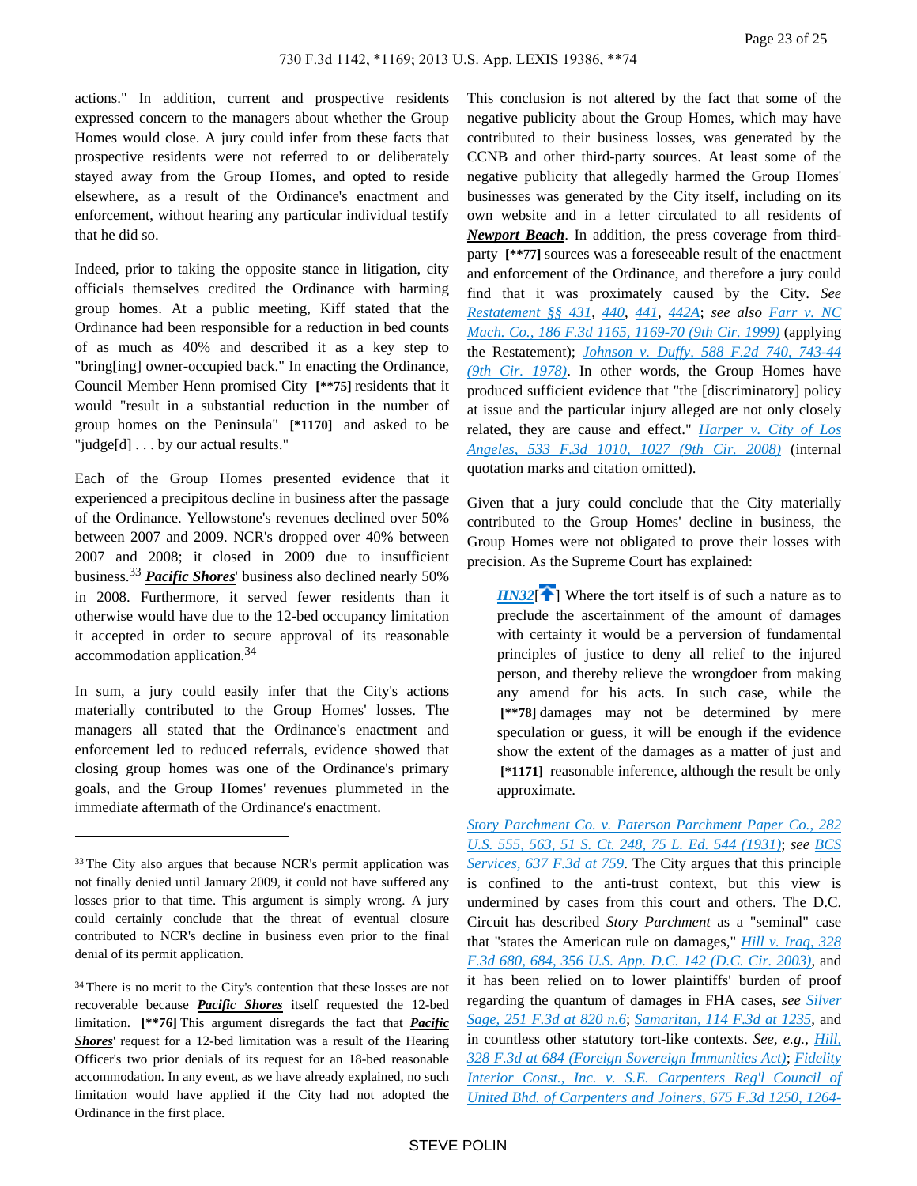actions." In addition, current and prospective residents expressed concern to the managers about whether the Group Homes would close. A jury could infer from these facts that prospective residents were not referred to or deliberately stayed away from the Group Homes, and opted to reside elsewhere, as a result of the Ordinance's enactment and enforcement, without hearing any particular individual testify that he did so.

Indeed, prior to taking the opposite stance in litigation, city officials themselves credited the Ordinance with harming group homes. At a public meeting, Kiff stated that the Ordinance had been responsible for a reduction in bed counts of as much as 40% and described it as a key step to "bring[ing] owner-occupied back." In enacting the Ordinance, Council Member Henn promised City **[**75]** residents that it would "result in a substantial reduction in the number of group homes on the Peninsula" **[*1170]** and asked to be "judge[d] . . . by our actual results."

Each of the Group Homes presented evidence that it experienced a precipitous decline in business after the passage of the Ordinance. Yellowstone's revenues declined over 50% between 2007 and 2009. NCR's dropped over 40% between 2007 and 2008; it closed in 2009 due to insufficient business.[33] ***Pacific Shores***' business also declined nearly 50% in 2008. Furthermore, it served fewer residents than it otherwise would have due to the 12-bed occupancy limitation it accepted in order to secure approval of its reasonable accommodation application.[34]

In sum, a jury could easily infer that the City's actions materially contributed to the Group Homes' losses. The managers all stated that the Ordinance's enactment and enforcement led to reduced referrals, evidence showed that closing group homes was one of the Ordinance's primary goals, and the Group Homes' revenues plummeted in the immediate aftermath of the Ordinance's enactment.

This conclusion is not altered by the fact that some of the negative publicity about the Group Homes, which may have contributed to their business losses, was generated by the CCNB and other third-party sources. At least some of the negative publicity that allegedly harmed the Group Homes' businesses was generated by the City itself, including on its own website and in a letter circulated to all residents of ***Newport Beach***. In addition, the press coverage from third-party **[**77]** sources was a foreseeable result of the enactment and enforcement of the Ordinance, and therefore a jury could find that it was proximately caused by the City. *See* Restatement §§ 431, 440, 441, 442A; *see also* Farr v. NC Mach. Co., 186 F.3d 1165, 1169-70 (9th Cir. 1999) (applying the Restatement); Johnson v. Duffy, 588 F.2d 740, 743-44 (9th Cir. 1978). In other words, the Group Homes have produced sufficient evidence that "the [discriminatory] policy at issue and the particular injury alleged are not only closely related, they are cause and effect." Harper v. City of Los Angeles, 533 F.3d 1010, 1027 (9th Cir. 2008) (internal quotation marks and citation omitted).

Given that a jury could conclude that the City materially contributed to the Group Homes' decline in business, the Group Homes were not obligated to prove their losses with precision. As the Supreme Court has explained:

> HN32[] Where the tort itself is of such a nature as to preclude the ascertainment of the amount of damages with certainty it would be a perversion of fundamental principles of justice to deny all relief to the injured person, and thereby relieve the wrongdoer from making any amend for his acts. In such case, while the **[**78]** damages may not be determined by mere speculation or guess, it will be enough if the evidence show the extent of the damages as a matter of just and **[*1171]** reasonable inference, although the result be only approximate.

Story Parchment Co. v. Paterson Parchment Paper Co., 282 U.S. 555, 563, 51 S. Ct. 248, 75 L. Ed. 544 (1931); *see* BCS Services, 637 F.3d at 759. The City argues that this principle is confined to the anti-trust context, but this view is undermined by cases from this court and others. The D.C. Circuit has described *Story Parchment* as a "seminal" case that "states the American rule on damages," Hill v. Iraq, 328 F.3d 680, 684, 356 U.S. App. D.C. 142 (D.C. Cir. 2003), and it has been relied on to lower plaintiffs' burden of proof regarding the quantum of damages in FHA cases, *see* Silver Sage, 251 F.3d at 820 n.6; Samaritan, 114 F.3d at 1235, and in countless other statutory tort-like contexts. *See, e.g.*, Hill, 328 F.3d at 684 (Foreign Sovereign Immunities Act); Fidelity Interior Const., Inc. v. S.E. Carpenters Reg'l Council of United Bhd. of Carpenters and Joiners, 675 F.3d 1250, 1264-

---

[33] The City also argues that because NCR's permit application was not finally denied until January 2009, it could not have suffered any losses prior to that time. This argument is simply wrong. A jury could certainly conclude that the threat of eventual closure contributed to NCR's decline in business even prior to the final denial of its permit application.

[34] There is no merit to the City's contention that these losses are not recoverable because ***Pacific Shores*** itself requested the 12-bed limitation. **[**76]** This argument disregards the fact that ***Pacific Shores***' request for a 12-bed limitation was a result of the Hearing Officer's two prior denials of its request for an 18-bed reasonable accommodation. In any event, as we have already explained, no such limitation would have applied if the City had not adopted the Ordinance in the first place.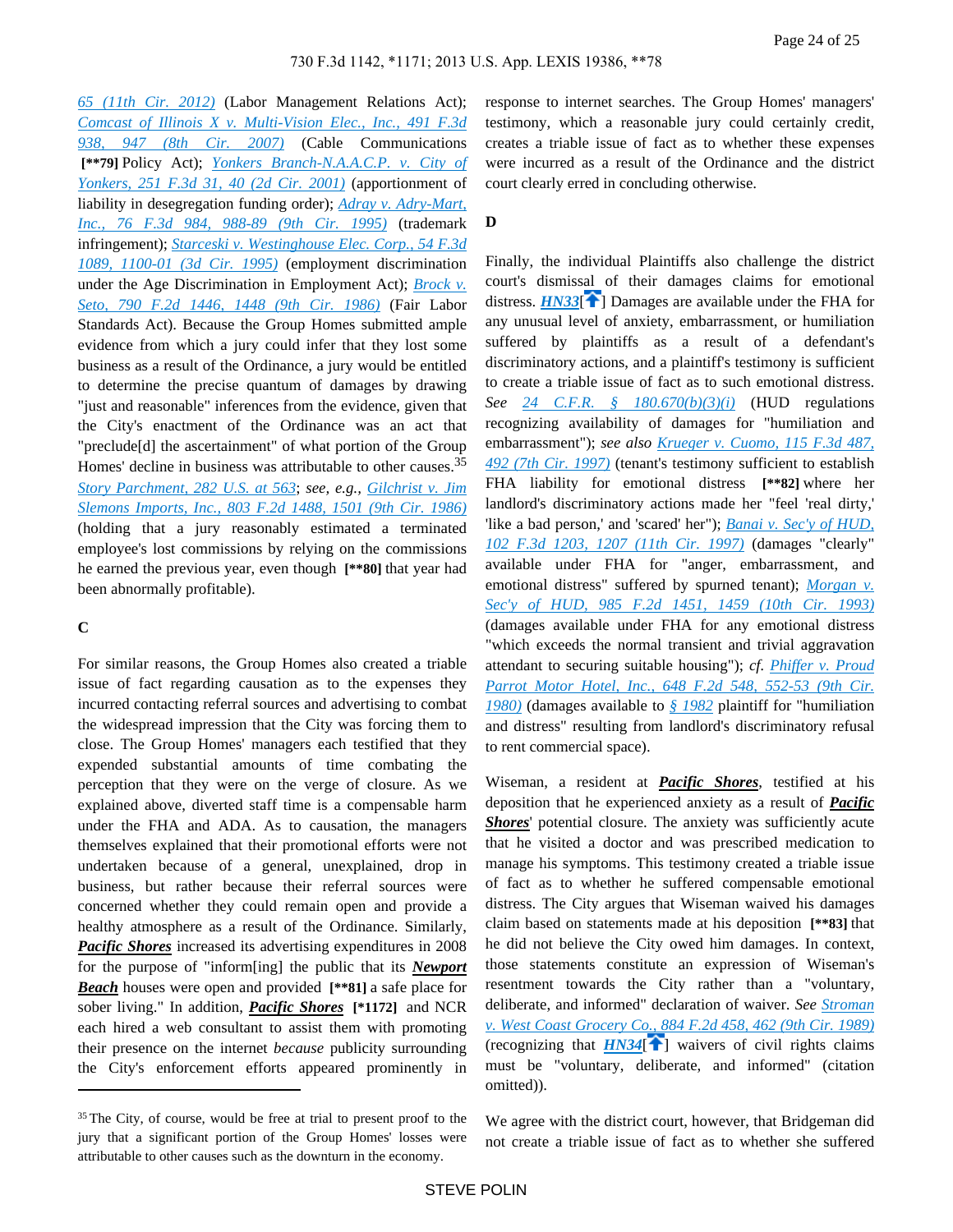65 (11th Cir. 2012) (Labor Management Relations Act); Comcast of Illinois X v. Multi-Vision Elec., Inc., 491 F.3d 938, 947 (8th Cir. 2007) (Cable Communications [**79] Policy Act); Yonkers Branch-N.A.A.C.P. v. City of Yonkers, 251 F.3d 31, 40 (2d Cir. 2001) (apportionment of liability in desegregation funding order); Adray v. Adry-Mart, Inc., 76 F.3d 984, 988-89 (9th Cir. 1995) (trademark infringement); Starceski v. Westinghouse Elec. Corp., 54 F.3d 1089, 1100-01 (3d Cir. 1995) (employment discrimination under the Age Discrimination in Employment Act); Brock v. Seto, 790 F.2d 1446, 1448 (9th Cir. 1986) (Fair Labor Standards Act). Because the Group Homes submitted ample evidence from which a jury could infer that they lost some business as a result of the Ordinance, a jury would be entitled to determine the precise quantum of damages by drawing "just and reasonable" inferences from the evidence, given that the City's enactment of the Ordinance was an act that "preclude[d] the ascertainment" of what portion of the Group Homes' decline in business was attributable to other causes.[35] Story Parchment, 282 U.S. at 563; *see, e.g.*, Gilchrist v. Jim Slemons Imports, Inc., 803 F.2d 1488, 1501 (9th Cir. 1986) (holding that a jury reasonably estimated a terminated employee's lost commissions by relying on the commissions he earned the previous year, even though [**80] that year had been abnormally profitable).

### C

For similar reasons, the Group Homes also created a triable issue of fact regarding causation as to the expenses they incurred contacting referral sources and advertising to combat the widespread impression that the City was forcing them to close. The Group Homes' managers each testified that they expended substantial amounts of time combating the perception that they were on the verge of closure. As we explained above, diverted staff time is a compensable harm under the FHA and ADA. As to causation, the managers themselves explained that their promotional efforts were not undertaken because of a general, unexplained, drop in business, but rather because their referral sources were concerned whether they could remain open and provide a healthy atmosphere as a result of the Ordinance. Similarly, ***Pacific Shores*** increased its advertising expenditures in 2008 for the purpose of "inform[ing] the public that its ***Newport Beach*** houses were open and provided [**81] a safe place for sober living." In addition, ***Pacific Shores*** [*1172] and NCR each hired a web consultant to assist them with promoting their presence on the internet *because* publicity surrounding the City's enforcement efforts appeared prominently in response to internet searches. The Group Homes' managers' testimony, which a reasonable jury could certainly credit, creates a triable issue of fact as to whether these expenses were incurred as a result of the Ordinance and the district court clearly erred in concluding otherwise.

### D

Finally, the individual Plaintiffs also challenge the district court's dismissal of their damages claims for emotional distress. HN33[] Damages are available under the FHA for any unusual level of anxiety, embarrassment, or humiliation suffered by plaintiffs as a result of a defendant's discriminatory actions, and a plaintiff's testimony is sufficient to create a triable issue of fact as to such emotional distress. *See* 24 C.F.R. § 180.670(b)(3)(i) (HUD regulations recognizing availability of damages for "humiliation and embarrassment"); *see also* Krueger v. Cuomo, 115 F.3d 487, 492 (7th Cir. 1997) (tenant's testimony sufficient to establish FHA liability for emotional distress [**82] where her landlord's discriminatory actions made her "feel 'real dirty,' 'like a bad person,' and 'scared' her"); Banai v. Sec'y of HUD, 102 F.3d 1203, 1207 (11th Cir. 1997) (damages "clearly" available under FHA for "anger, embarrassment, and emotional distress" suffered by spurned tenant); Morgan v. Sec'y of HUD, 985 F.2d 1451, 1459 (10th Cir. 1993) (damages available under FHA for any emotional distress "which exceeds the normal transient and trivial aggravation attendant to securing suitable housing"); *cf.* Phiffer v. Proud Parrot Motor Hotel, Inc., 648 F.2d 548, 552-53 (9th Cir. 1980) (damages available to § 1982 plaintiff for "humiliation and distress" resulting from landlord's discriminatory refusal to rent commercial space).

Wiseman, a resident at ***Pacific Shores***, testified at his deposition that he experienced anxiety as a result of ***Pacific Shores***' potential closure. The anxiety was sufficiently acute that he visited a doctor and was prescribed medication to manage his symptoms. This testimony created a triable issue of fact as to whether he suffered compensable emotional distress. The City argues that Wiseman waived his damages claim based on statements made at his deposition [**83] that he did not believe the City owed him damages. In context, those statements constitute an expression of Wiseman's resentment towards the City rather than a "voluntary, deliberate, and informed" declaration of waiver. *See* Stroman v. West Coast Grocery Co., 884 F.2d 458, 462 (9th Cir. 1989) (recognizing that HN34[] waivers of civil rights claims must be "voluntary, deliberate, and informed" (citation omitted)).

We agree with the district court, however, that Bridgeman did not create a triable issue of fact as to whether she suffered

---

[35] The City, of course, would be free at trial to present proof to the jury that a significant portion of the Group Homes' losses were attributable to other causes such as the downturn in the economy.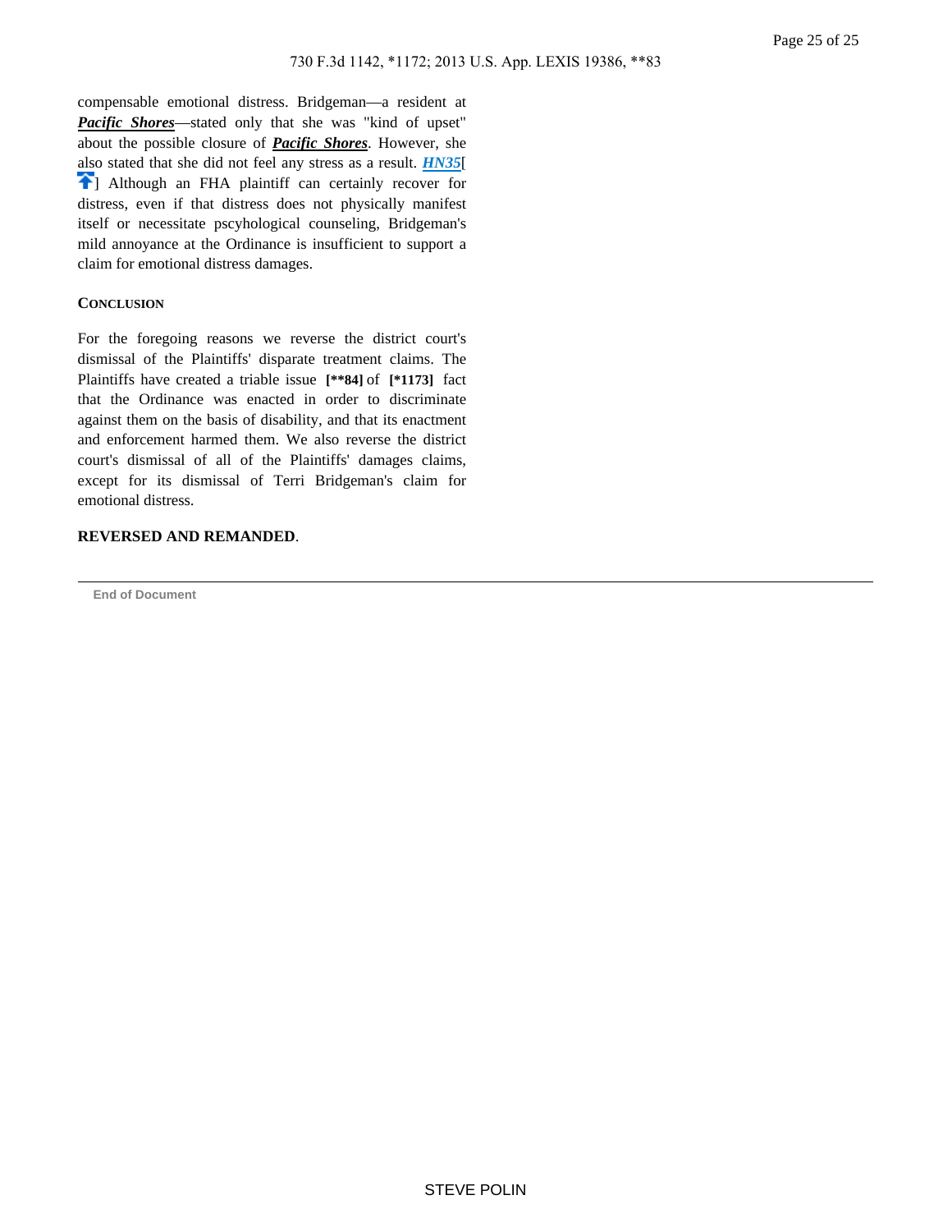compensable emotional distress. Bridgeman—a resident at ***Pacific Shores***—stated only that she was "kind of upset" about the possible closure of ***Pacific Shores***. However, she also stated that she did not feel any stress as a result. *HN35*[] Although an FHA plaintiff can certainly recover for distress, even if that distress does not physically manifest itself or necessitate pscyhological counseling, Bridgeman's mild annoyance at the Ordinance is insufficient to support a claim for emotional distress damages.

## CONCLUSION

For the foregoing reasons we reverse the district court's dismissal of the Plaintiffs' disparate treatment claims. The Plaintiffs have created a triable issue **[**84]** of **[*1173]** fact that the Ordinance was enacted in order to discriminate against them on the basis of disability, and that its enactment and enforcement harmed them. We also reverse the district court's dismissal of all of the Plaintiffs' damages claims, except for its dismissal of Terri Bridgeman's claim for emotional distress.

**REVERSED AND REMANDED**.

End of Document